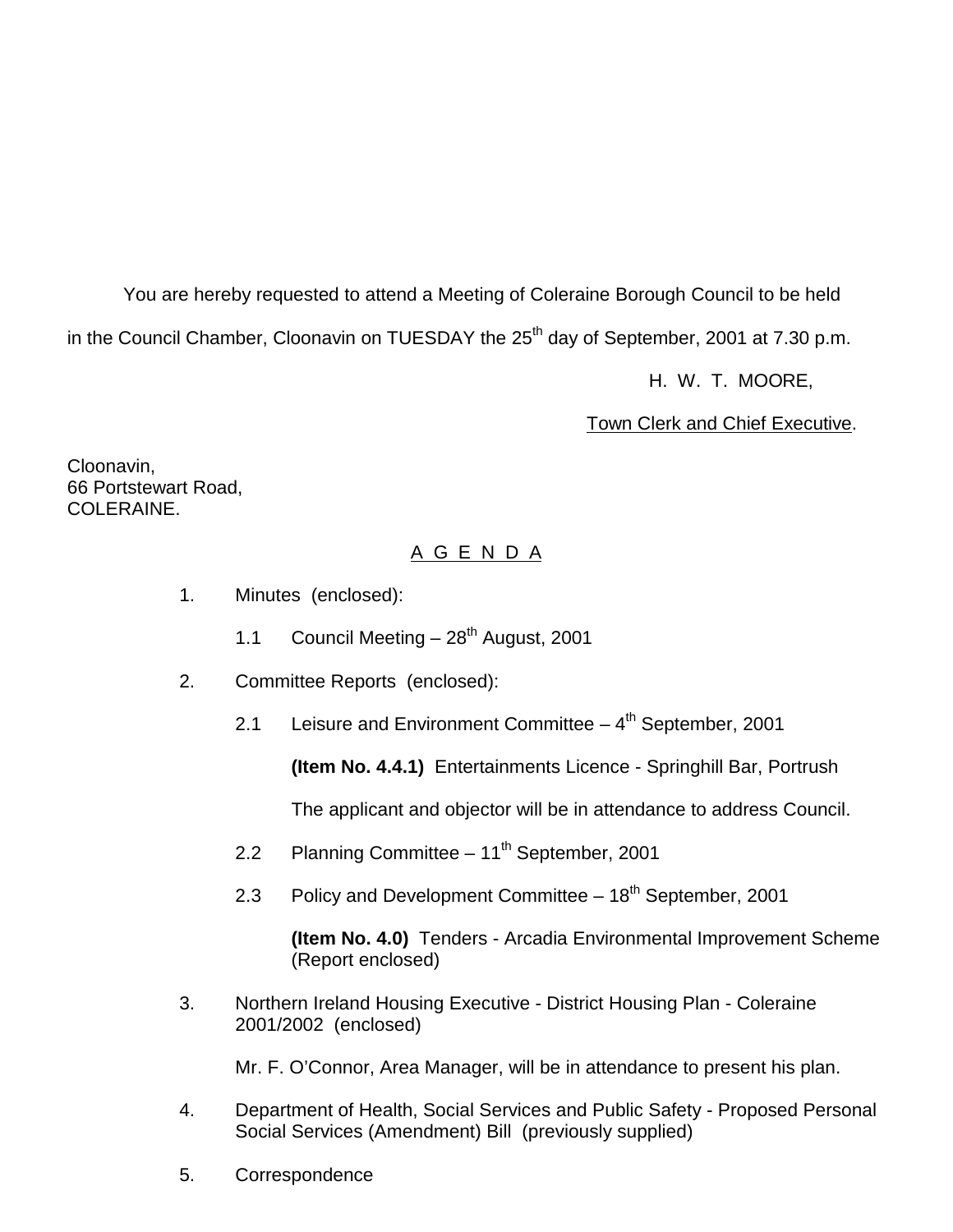You are hereby requested to attend a Meeting of Coleraine Borough Council to be held in the Council Chamber, Cloonavin on TUESDAY the 25th day of September, 2001 at 7.30 p.m.

H. W. T. MOORE,

Town Clerk and Chief Executive.

Cloonavin,
66 Portstewart Road,
COLERAINE.

# A G E N D A

1. Minutes (enclosed):

   1.1 Council Meeting – 28th August, 2001

2. Committee Reports (enclosed):

   2.1 Leisure and Environment Committee – 4th September, 2001

   **(Item No. 4.4.1)** Entertainments Licence - Springhill Bar, Portrush

   The applicant and objector will be in attendance to address Council.

   2.2 Planning Committee – 11th September, 2001

   2.3 Policy and Development Committee – 18th September, 2001

   **(Item No. 4.0)** Tenders - Arcadia Environmental Improvement Scheme (Report enclosed)

3. Northern Ireland Housing Executive - District Housing Plan - Coleraine 2001/2002 (enclosed)

   Mr. F. O'Connor, Area Manager, will be in attendance to present his plan.

4. Department of Health, Social Services and Public Safety - Proposed Personal Social Services (Amendment) Bill (previously supplied)

5. Correspondence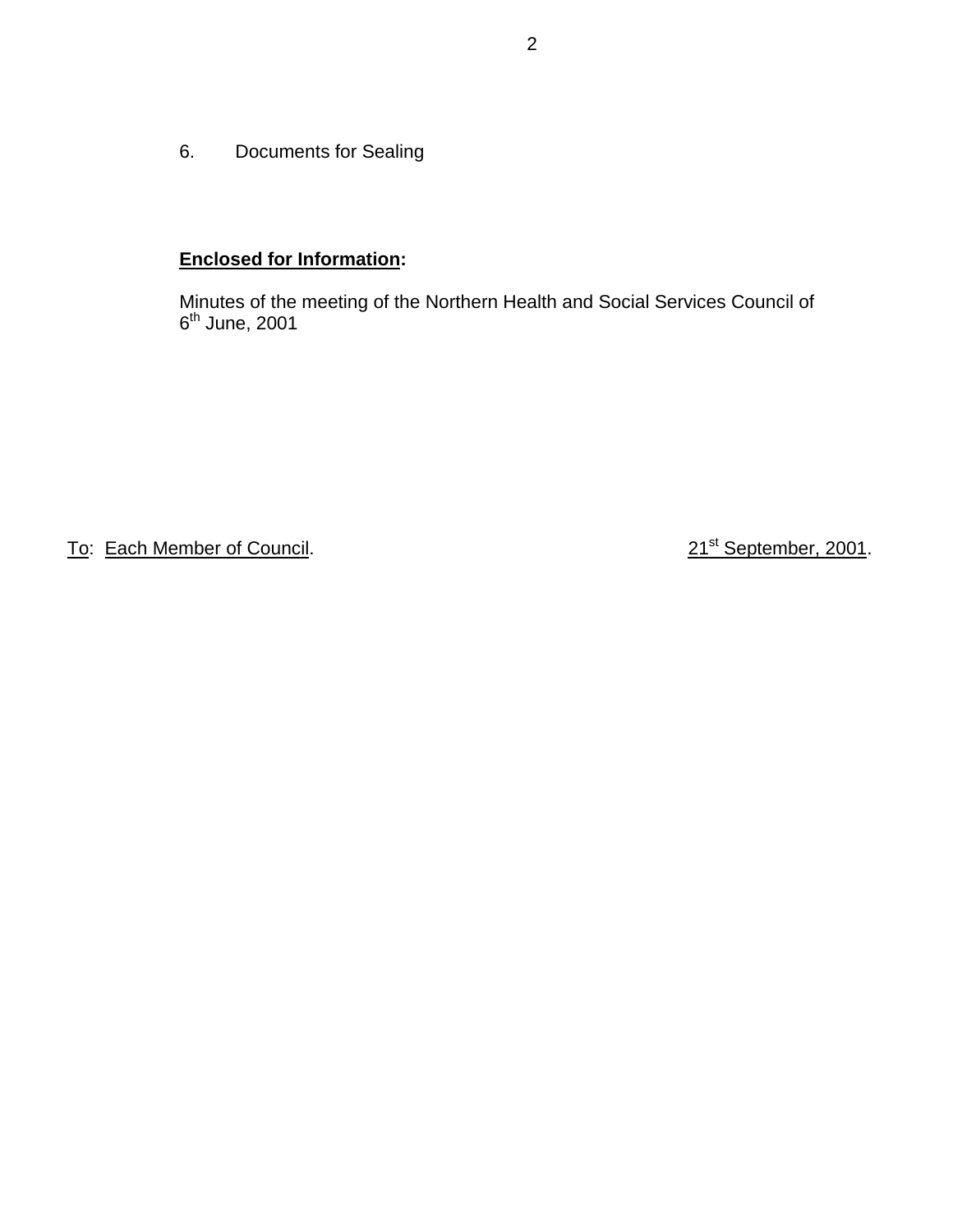6. Documents for Sealing

**Enclosed for Information:**

Minutes of the meeting of the Northern Health and Social Services Council of 6th June, 2001

To: Each Member of Council.

21st September, 2001.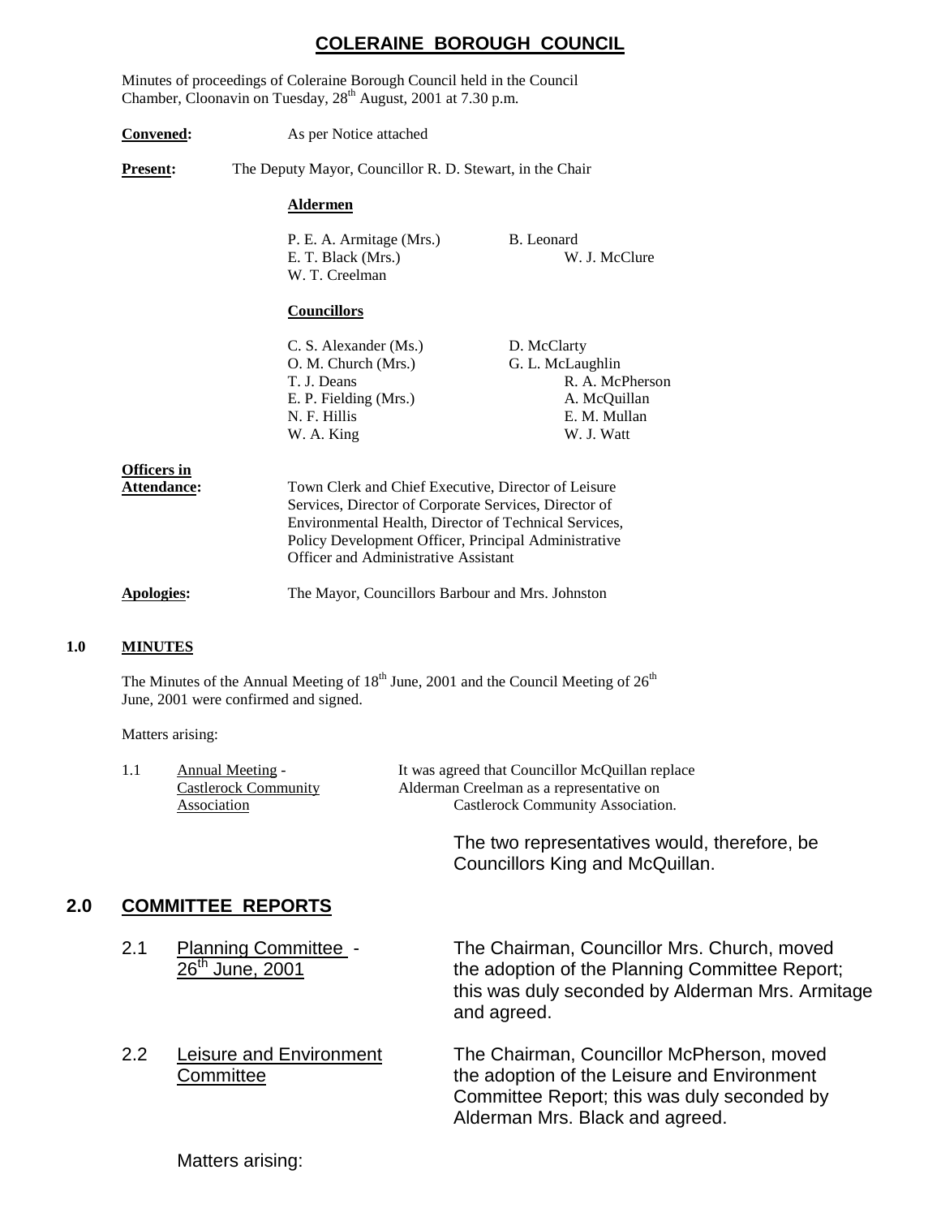# COLERAINE BOROUGH COUNCIL

Minutes of proceedings of Coleraine Borough Council held in the Council Chamber, Cloonavin on Tuesday, 28th August, 2001 at 7.30 p.m.

**Convened:** As per Notice attached

**Present:** The Deputy Mayor, Councillor R. D. Stewart, in the Chair

**Aldermen**

| | |
|---|---|
| P. E. A. Armitage (Mrs.) | B. Leonard |
| E. T. Black (Mrs.) | W. J. McClure |
| W. T. Creelman | |

**Councillors**

| | |
|---|---|
| C. S. Alexander (Ms.) | D. McClarty |
| O. M. Church (Mrs.) | G. L. McLaughlin |
| T. J. Deans | R. A. McPherson |
| E. P. Fielding (Mrs.) | A. McQuillan |
| N. F. Hillis | E. M. Mullan |
| W. A. King | W. J. Watt |

**Officers in Attendance:** Town Clerk and Chief Executive, Director of Leisure Services, Director of Corporate Services, Director of Environmental Health, Director of Technical Services, Policy Development Officer, Principal Administrative Officer and Administrative Assistant

**Apologies:** The Mayor, Councillors Barbour and Mrs. Johnston

## 1.0 MINUTES

The Minutes of the Annual Meeting of 18th June, 2001 and the Council Meeting of 26th June, 2001 were confirmed and signed.

Matters arising:

1.1 Annual Meeting - Castlerock Community Association

It was agreed that Councillor McQuillan replace Alderman Creelman as a representative on Castlerock Community Association.

The two representatives would, therefore, be Councillors King and McQuillan.

## 2.0 COMMITTEE REPORTS

2.1 Planning Committee - 26th June, 2001

The Chairman, Councillor Mrs. Church, moved the adoption of the Planning Committee Report; this was duly seconded by Alderman Mrs. Armitage and agreed.

2.2 Leisure and Environment Committee

The Chairman, Councillor McPherson, moved the adoption of the Leisure and Environment Committee Report; this was duly seconded by Alderman Mrs. Black and agreed.

Matters arising: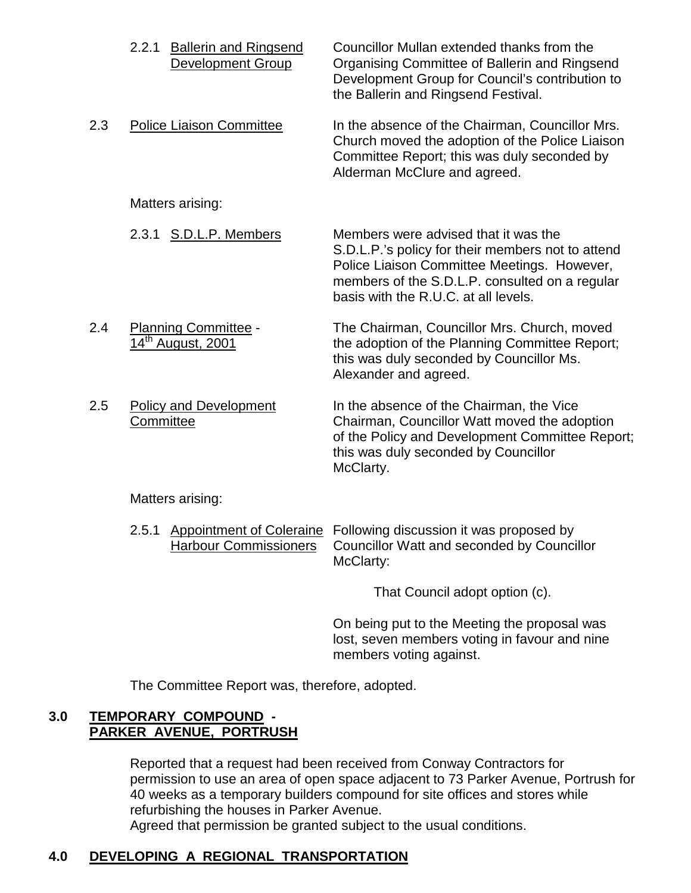2.2.1 Ballerin and Ringsend Development Group — Councillor Mullan extended thanks from the Organising Committee of Ballerin and Ringsend Development Group for Council's contribution to the Ballerin and Ringsend Festival.

2.3 Police Liaison Committee — In the absence of the Chairman, Councillor Mrs. Church moved the adoption of the Police Liaison Committee Report; this was duly seconded by Alderman McClure and agreed.

Matters arising:

2.3.1 S.D.L.P. Members — Members were advised that it was the S.D.L.P.'s policy for their members not to attend Police Liaison Committee Meetings. However, members of the S.D.L.P. consulted on a regular basis with the R.U.C. at all levels.

2.4 Planning Committee - 14th August, 2001 — The Chairman, Councillor Mrs. Church, moved the adoption of the Planning Committee Report; this was duly seconded by Councillor Ms. Alexander and agreed.

2.5 Policy and Development Committee — In the absence of the Chairman, the Vice Chairman, Councillor Watt moved the adoption of the Policy and Development Committee Report; this was duly seconded by Councillor McClarty.

Matters arising:

2.5.1 Appointment of Coleraine Harbour Commissioners — Following discussion it was proposed by Councillor Watt and seconded by Councillor McClarty:

That Council adopt option (c).

On being put to the Meeting the proposal was lost, seven members voting in favour and nine members voting against.

The Committee Report was, therefore, adopted.

## 3.0 TEMPORARY COMPOUND - PARKER AVENUE, PORTRUSH

Reported that a request had been received from Conway Contractors for permission to use an area of open space adjacent to 73 Parker Avenue, Portrush for 40 weeks as a temporary builders compound for site offices and stores while refurbishing the houses in Parker Avenue.
Agreed that permission be granted subject to the usual conditions.

## 4.0 DEVELOPING A REGIONAL TRANSPORTATION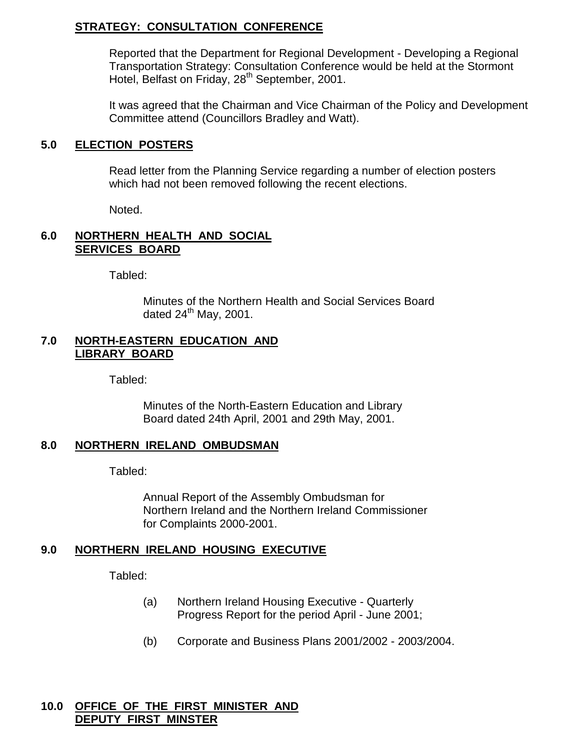**STRATEGY: CONSULTATION CONFERENCE**

Reported that the Department for Regional Development - Developing a Regional Transportation Strategy: Consultation Conference would be held at the Stormont Hotel, Belfast on Friday, 28th September, 2001.

It was agreed that the Chairman and Vice Chairman of the Policy and Development Committee attend (Councillors Bradley and Watt).

## 5.0 ELECTION POSTERS

Read letter from the Planning Service regarding a number of election posters which had not been removed following the recent elections.

Noted.

## 6.0 NORTHERN HEALTH AND SOCIAL SERVICES BOARD

Tabled:

Minutes of the Northern Health and Social Services Board dated 24th May, 2001.

## 7.0 NORTH-EASTERN EDUCATION AND LIBRARY BOARD

Tabled:

Minutes of the North-Eastern Education and Library Board dated 24th April, 2001 and 29th May, 2001.

## 8.0 NORTHERN IRELAND OMBUDSMAN

Tabled:

Annual Report of the Assembly Ombudsman for Northern Ireland and the Northern Ireland Commissioner for Complaints 2000-2001.

## 9.0 NORTHERN IRELAND HOUSING EXECUTIVE

Tabled:

(a) Northern Ireland Housing Executive - Quarterly Progress Report for the period April - June 2001;

(b) Corporate and Business Plans 2001/2002 - 2003/2004.

## 10.0 OFFICE OF THE FIRST MINISTER AND DEPUTY FIRST MINSTER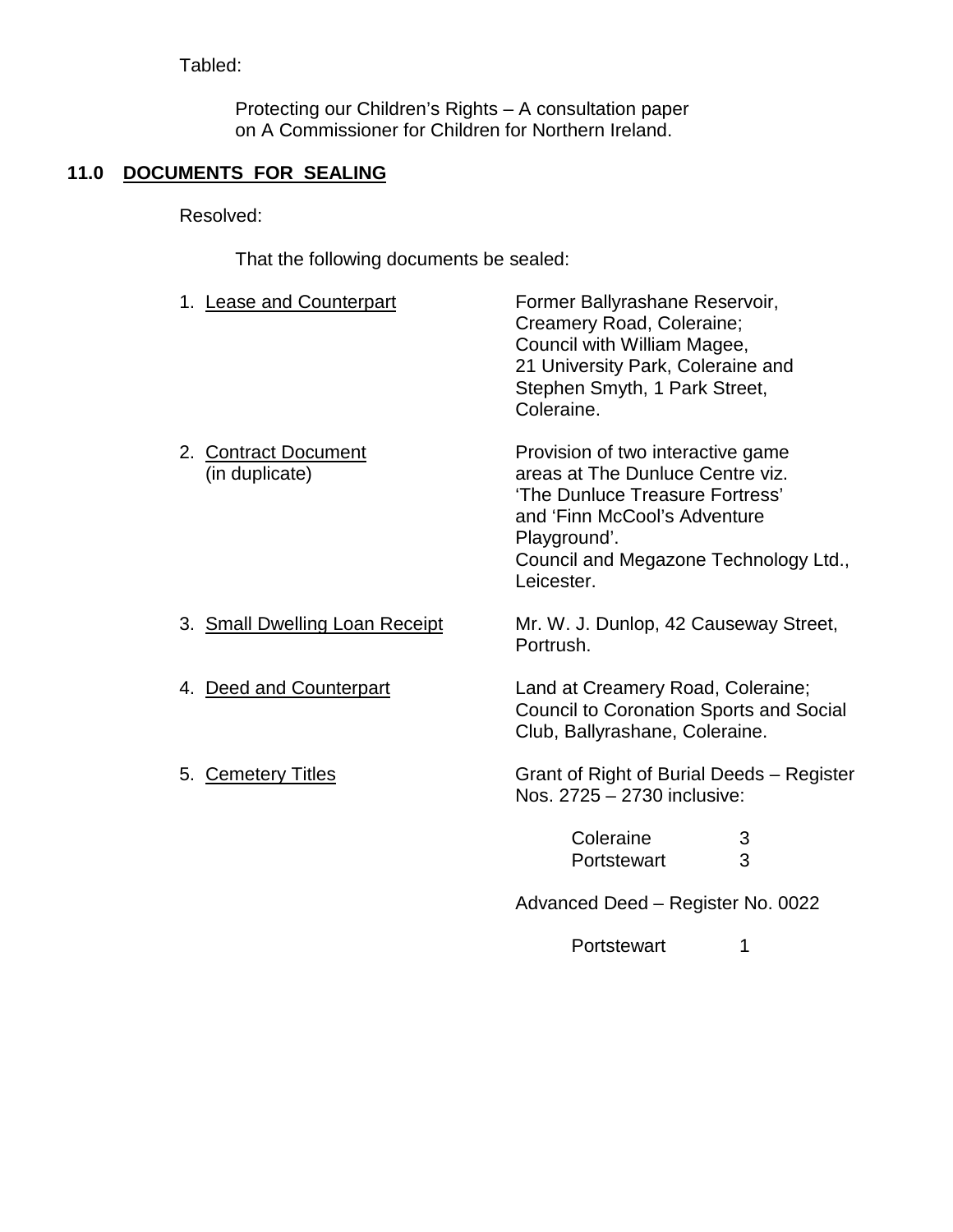Tabled:

Protecting our Children's Rights – A consultation paper on A Commissioner for Children for Northern Ireland.

## 11.0 DOCUMENTS FOR SEALING

Resolved:

That the following documents be sealed:

1. Lease and Counterpart — Former Ballyrashane Reservoir, Creamery Road, Coleraine; Council with William Magee, 21 University Park, Coleraine and Stephen Smyth, 1 Park Street, Coleraine.

2. Contract Document (in duplicate) — Provision of two interactive game areas at The Dunluce Centre viz. 'The Dunluce Treasure Fortress' and 'Finn McCool's Adventure Playground'. Council and Megazone Technology Ltd., Leicester.

3. Small Dwelling Loan Receipt — Mr. W. J. Dunlop, 42 Causeway Street, Portrush.

4. Deed and Counterpart — Land at Creamery Road, Coleraine; Council to Coronation Sports and Social Club, Ballyrashane, Coleraine.

5. Cemetery Titles — Grant of Right of Burial Deeds – Register Nos. 2725 – 2730 inclusive:

| | |
|---|---|
| Coleraine | 3 |
| Portstewart | 3 |

Advanced Deed – Register No. 0022

| | |
|---|---|
| Portstewart | 1 |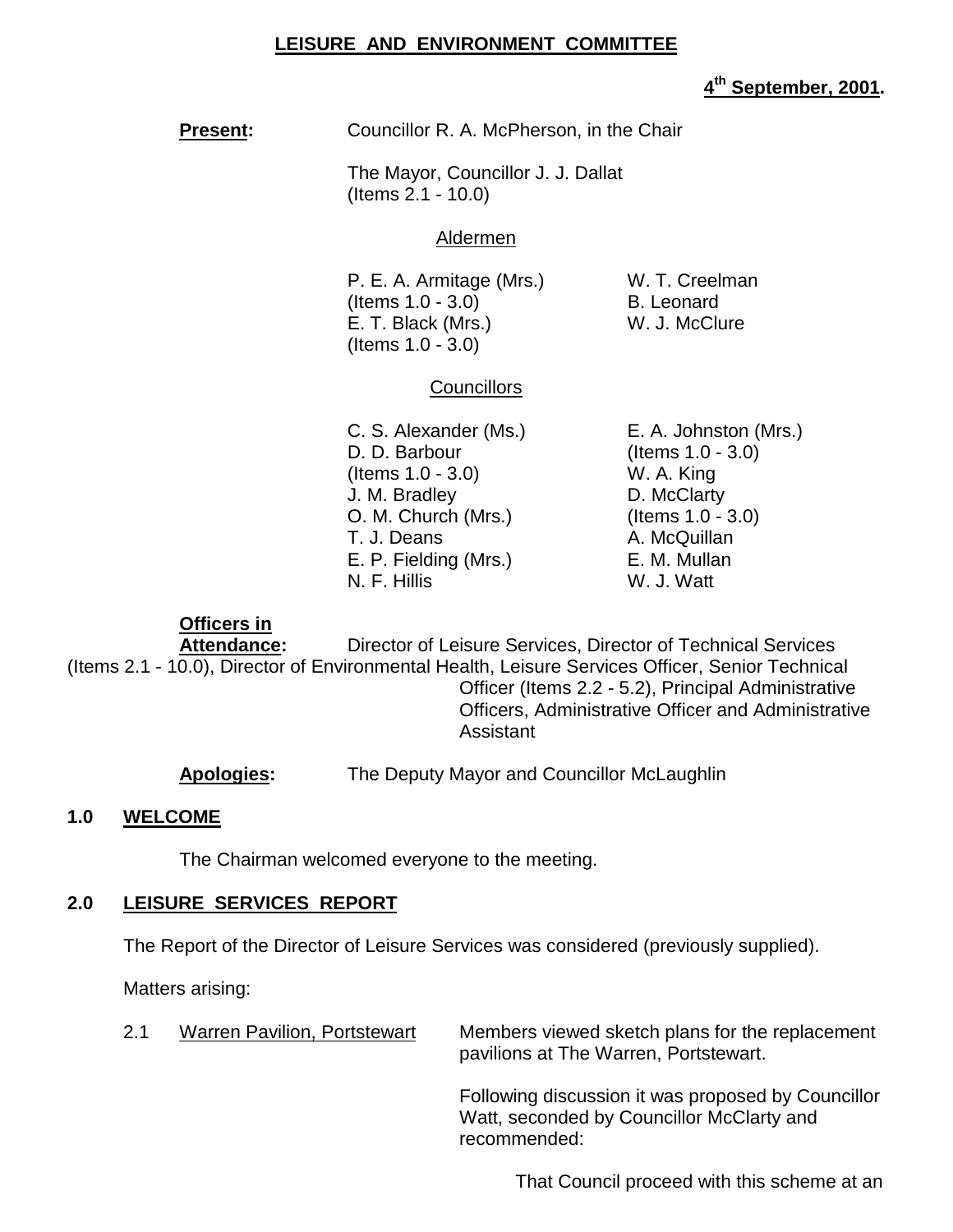**LEISURE AND ENVIRONMENT COMMITTEE**

**4th September, 2001.**

**Present:** Councillor R. A. McPherson, in the Chair

The Mayor, Councillor J. J. Dallat (Items 2.1 - 10.0)

Aldermen

P. E. A. Armitage (Mrs.) (Items 1.0 - 3.0)
E. T. Black (Mrs.) (Items 1.0 - 3.0)
W. T. Creelman
B. Leonard
W. J. McClure

Councillors

C. S. Alexander (Ms.)
D. D. Barbour (Items 1.0 - 3.0)
J. M. Bradley
O. M. Church (Mrs.)
T. J. Deans
E. P. Fielding (Mrs.)
N. F. Hillis
E. A. Johnston (Mrs.) (Items 1.0 - 3.0)
W. A. King
D. McClarty (Items 1.0 - 3.0)
A. McQuillan
E. M. Mullan
W. J. Watt

**Officers in Attendance:** Director of Leisure Services, Director of Technical Services (Items 2.1 - 10.0), Director of Environmental Health, Leisure Services Officer, Senior Technical Officer (Items 2.2 - 5.2), Principal Administrative Officers, Administrative Officer and Administrative Assistant

**Apologies:** The Deputy Mayor and Councillor McLaughlin

## 1.0 WELCOME

The Chairman welcomed everyone to the meeting.

## 2.0 LEISURE SERVICES REPORT

The Report of the Director of Leisure Services was considered (previously supplied).

Matters arising:

2.1 Warren Pavilion, Portstewart

Members viewed sketch plans for the replacement pavilions at The Warren, Portstewart.

Following discussion it was proposed by Councillor Watt, seconded by Councillor McClarty and recommended:

That Council proceed with this scheme at an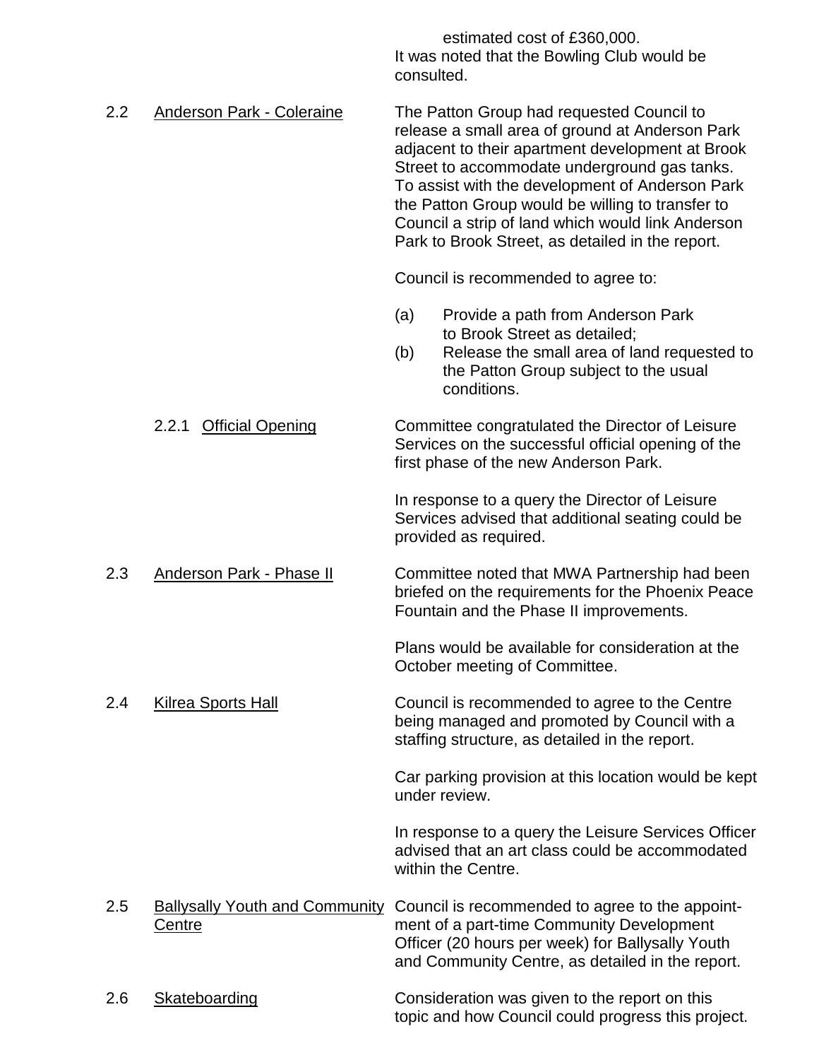estimated cost of £360,000.
It was noted that the Bowling Club would be consulted.

2.2 Anderson Park - Coleraine

The Patton Group had requested Council to release a small area of ground at Anderson Park adjacent to their apartment development at Brook Street to accommodate underground gas tanks. To assist with the development of Anderson Park the Patton Group would be willing to transfer to Council a strip of land which would link Anderson Park to Brook Street, as detailed in the report.

Council is recommended to agree to:

(a) Provide a path from Anderson Park to Brook Street as detailed;
(b) Release the small area of land requested to the Patton Group subject to the usual conditions.

2.2.1 Official Opening

Committee congratulated the Director of Leisure Services on the successful official opening of the first phase of the new Anderson Park.

In response to a query the Director of Leisure Services advised that additional seating could be provided as required.

2.3 Anderson Park - Phase II

Committee noted that MWA Partnership had been briefed on the requirements for the Phoenix Peace Fountain and the Phase II improvements.

Plans would be available for consideration at the October meeting of Committee.

2.4 Kilrea Sports Hall

Council is recommended to agree to the Centre being managed and promoted by Council with a staffing structure, as detailed in the report.

Car parking provision at this location would be kept under review.

In response to a query the Leisure Services Officer advised that an art class could be accommodated within the Centre.

2.5 Ballysally Youth and Community Centre

Council is recommended to agree to the appointment of a part-time Community Development Officer (20 hours per week) for Ballysally Youth and Community Centre, as detailed in the report.

2.6 Skateboarding

Consideration was given to the report on this topic and how Council could progress this project.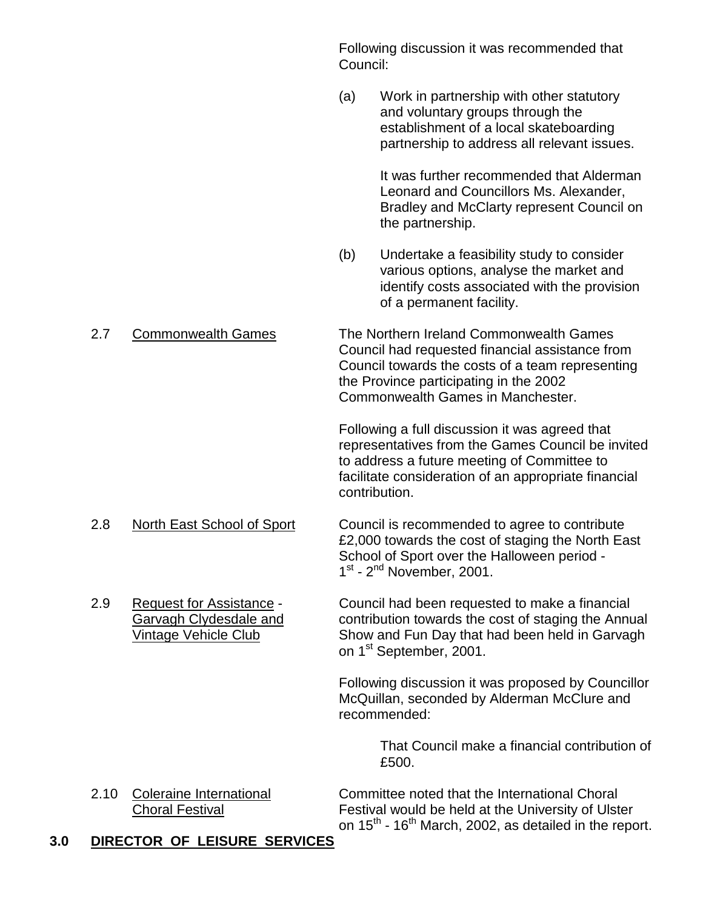Following discussion it was recommended that Council:

(a) Work in partnership with other statutory and voluntary groups through the establishment of a local skateboarding partnership to address all relevant issues.

It was further recommended that Alderman Leonard and Councillors Ms. Alexander, Bradley and McClarty represent Council on the partnership.

(b) Undertake a feasibility study to consider various options, analyse the market and identify costs associated with the provision of a permanent facility.

2.7 Commonwealth Games

The Northern Ireland Commonwealth Games Council had requested financial assistance from Council towards the costs of a team representing the Province participating in the 2002 Commonwealth Games in Manchester.

Following a full discussion it was agreed that representatives from the Games Council be invited to address a future meeting of Committee to facilitate consideration of an appropriate financial contribution.

2.8 North East School of Sport

Council is recommended to agree to contribute £2,000 towards the cost of staging the North East School of Sport over the Halloween period - 1st - 2nd November, 2001.

2.9 Request for Assistance - Garvagh Clydesdale and Vintage Vehicle Club

Council had been requested to make a financial contribution towards the cost of staging the Annual Show and Fun Day that had been held in Garvagh on 1st September, 2001.

Following discussion it was proposed by Councillor McQuillan, seconded by Alderman McClure and recommended:

That Council make a financial contribution of £500.

2.10 Coleraine International Choral Festival

Committee noted that the International Choral Festival would be held at the University of Ulster on 15th - 16th March, 2002, as detailed in the report.

## 3.0 DIRECTOR OF LEISURE SERVICES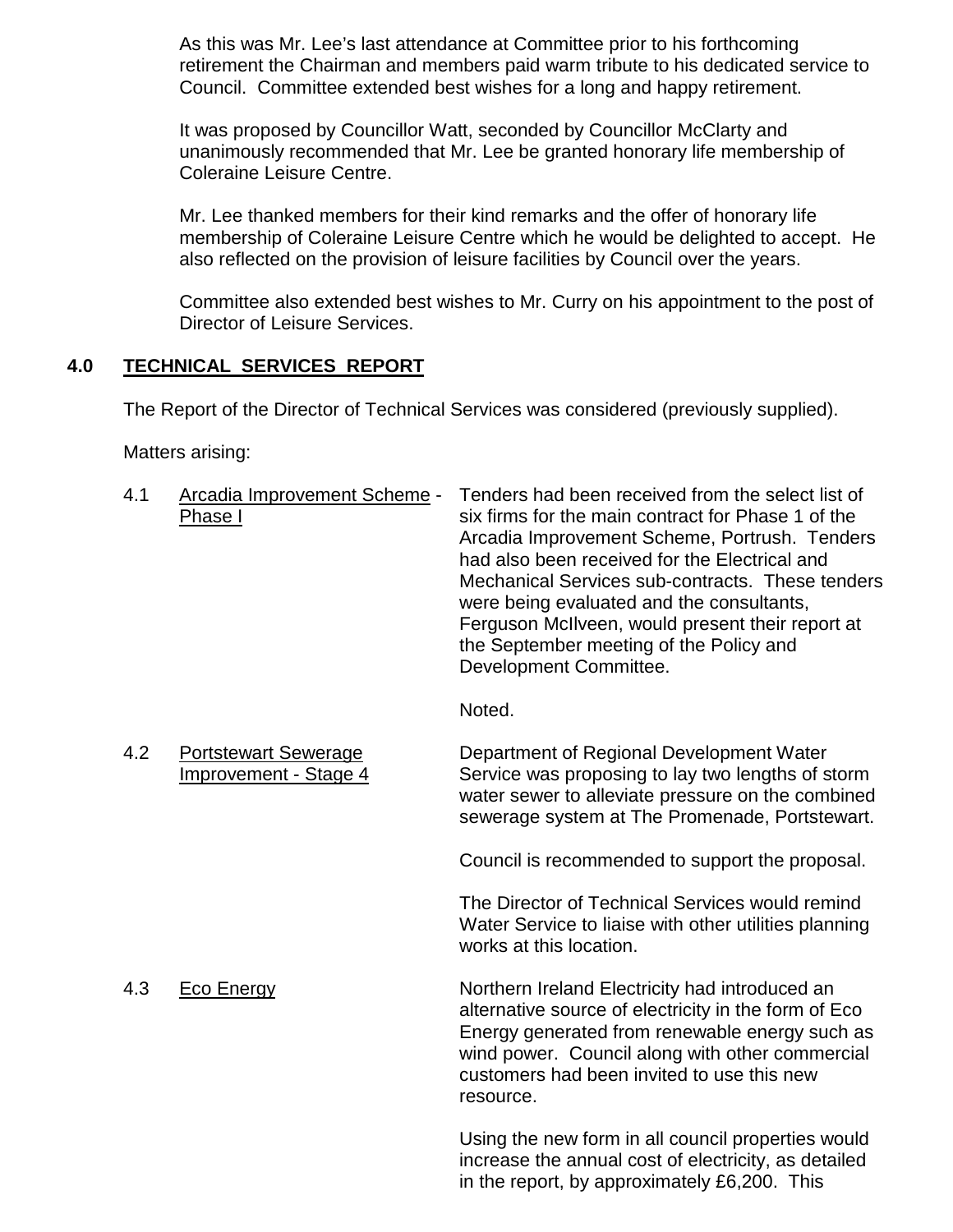As this was Mr. Lee's last attendance at Committee prior to his forthcoming retirement the Chairman and members paid warm tribute to his dedicated service to Council. Committee extended best wishes for a long and happy retirement.

It was proposed by Councillor Watt, seconded by Councillor McClarty and unanimously recommended that Mr. Lee be granted honorary life membership of Coleraine Leisure Centre.

Mr. Lee thanked members for their kind remarks and the offer of honorary life membership of Coleraine Leisure Centre which he would be delighted to accept. He also reflected on the provision of leisure facilities by Council over the years.

Committee also extended best wishes to Mr. Curry on his appointment to the post of Director of Leisure Services.

## 4.0 TECHNICAL SERVICES REPORT

The Report of the Director of Technical Services was considered (previously supplied).

Matters arising:

**4.1 Arcadia Improvement Scheme - Phase I**

Tenders had been received from the select list of six firms for the main contract for Phase 1 of the Arcadia Improvement Scheme, Portrush. Tenders had also been received for the Electrical and Mechanical Services sub-contracts. These tenders were being evaluated and the consultants, Ferguson McIlveen, would present their report at the September meeting of the Policy and Development Committee.

Noted.

**4.2 Portstewart Sewerage Improvement - Stage 4**

Department of Regional Development Water Service was proposing to lay two lengths of storm water sewer to alleviate pressure on the combined sewerage system at The Promenade, Portstewart.

Council is recommended to support the proposal.

The Director of Technical Services would remind Water Service to liaise with other utilities planning works at this location.

**4.3 Eco Energy**

Northern Ireland Electricity had introduced an alternative source of electricity in the form of Eco Energy generated from renewable energy such as wind power. Council along with other commercial customers had been invited to use this new resource.

Using the new form in all council properties would increase the annual cost of electricity, as detailed in the report, by approximately £6,200. This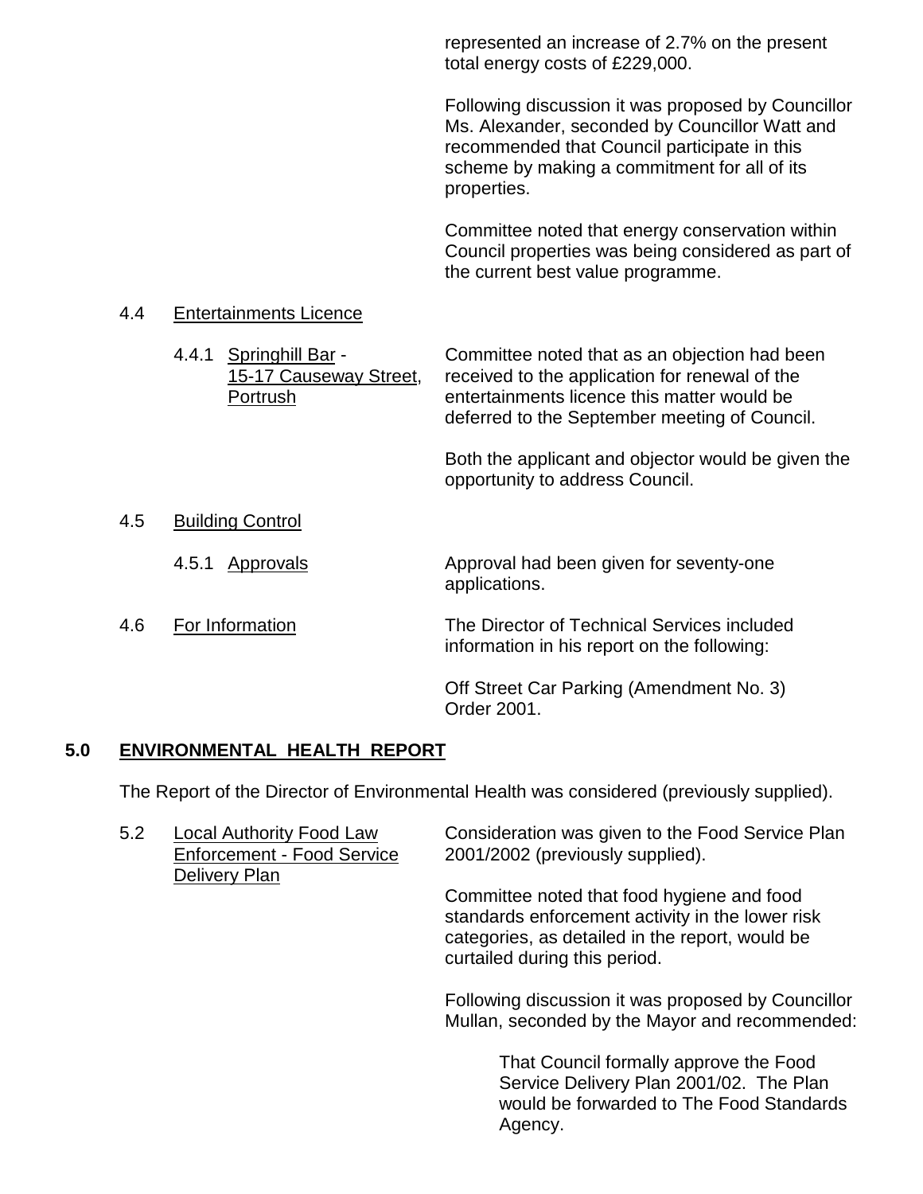represented an increase of 2.7% on the present total energy costs of £229,000.

Following discussion it was proposed by Councillor Ms. Alexander, seconded by Councillor Watt and recommended that Council participate in this scheme by making a commitment for all of its properties.

Committee noted that energy conservation within Council properties was being considered as part of the current best value programme.

4.4 Entertainments Licence

4.4.1 Springhill Bar - 15-17 Causeway Street, Portrush

Committee noted that as an objection had been received to the application for renewal of the entertainments licence this matter would be deferred to the September meeting of Council.

Both the applicant and objector would be given the opportunity to address Council.

4.5 Building Control

4.5.1 Approvals

Approval had been given for seventy-one applications.

4.6 For Information

The Director of Technical Services included information in his report on the following:

Off Street Car Parking (Amendment No. 3) Order 2001.

## 5.0 ENVIRONMENTAL HEALTH REPORT

The Report of the Director of Environmental Health was considered (previously supplied).

5.2 Local Authority Food Law Enforcement - Food Service Delivery Plan

Consideration was given to the Food Service Plan 2001/2002 (previously supplied).

Committee noted that food hygiene and food standards enforcement activity in the lower risk categories, as detailed in the report, would be curtailed during this period.

Following discussion it was proposed by Councillor Mullan, seconded by the Mayor and recommended:

> That Council formally approve the Food Service Delivery Plan 2001/02. The Plan would be forwarded to The Food Standards Agency.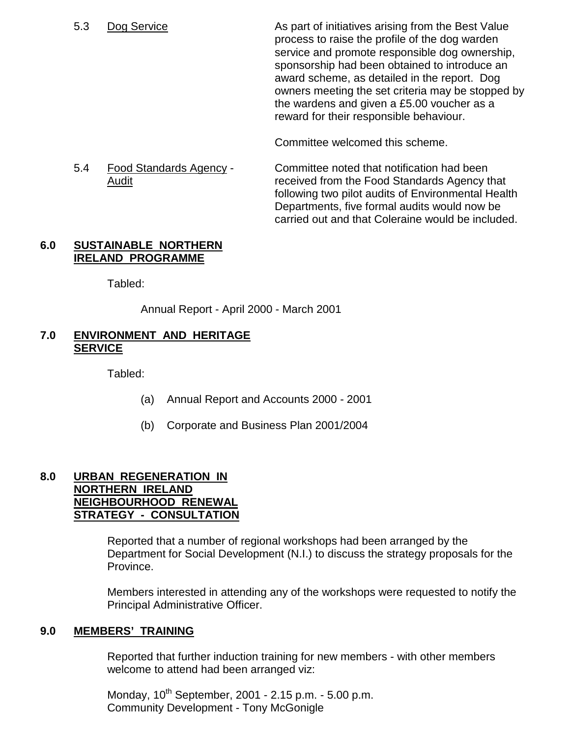5.3 Dog Service

As part of initiatives arising from the Best Value process to raise the profile of the dog warden service and promote responsible dog ownership, sponsorship had been obtained to introduce an award scheme, as detailed in the report. Dog owners meeting the set criteria may be stopped by the wardens and given a £5.00 voucher as a reward for their responsible behaviour.

Committee welcomed this scheme.

5.4 Food Standards Agency - Audit

Committee noted that notification had been received from the Food Standards Agency that following two pilot audits of Environmental Health Departments, five formal audits would now be carried out and that Coleraine would be included.

## 6.0 SUSTAINABLE NORTHERN IRELAND PROGRAMME

Tabled:

Annual Report - April 2000 - March 2001

## 7.0 ENVIRONMENT AND HERITAGE SERVICE

Tabled:

(a) Annual Report and Accounts 2000 - 2001

(b) Corporate and Business Plan 2001/2004

## 8.0 URBAN REGENERATION IN NORTHERN IRELAND NEIGHBOURHOOD RENEWAL STRATEGY - CONSULTATION

Reported that a number of regional workshops had been arranged by the Department for Social Development (N.I.) to discuss the strategy proposals for the Province.

Members interested in attending any of the workshops were requested to notify the Principal Administrative Officer.

## 9.0 MEMBERS' TRAINING

Reported that further induction training for new members - with other members welcome to attend had been arranged viz:

Monday, 10th September, 2001 - 2.15 p.m. - 5.00 p.m.
Community Development - Tony McGonigle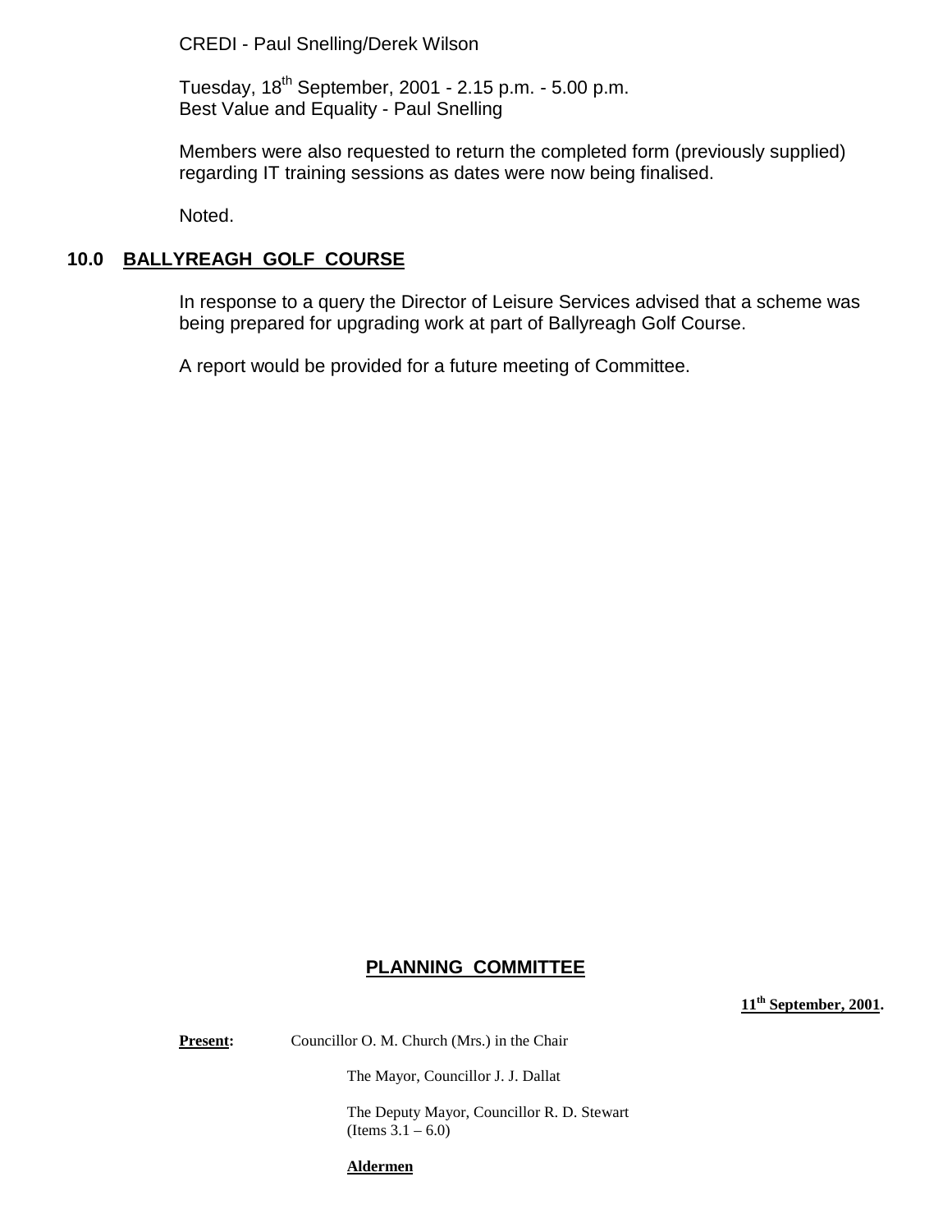CREDI - Paul Snelling/Derek Wilson

Tuesday, 18th September, 2001 - 2.15 p.m. - 5.00 p.m.
Best Value and Equality - Paul Snelling

Members were also requested to return the completed form (previously supplied) regarding IT training sessions as dates were now being finalised.

Noted.

## 10.0 BALLYREAGH GOLF COURSE

In response to a query the Director of Leisure Services advised that a scheme was being prepared for upgrading work at part of Ballyreagh Golf Course.

A report would be provided for a future meeting of Committee.

# PLANNING COMMITTEE

**11th September, 2001.**

**Present:** Councillor O. M. Church (Mrs.) in the Chair

The Mayor, Councillor J. J. Dallat

The Deputy Mayor, Councillor R. D. Stewart
(Items 3.1 – 6.0)

**Aldermen**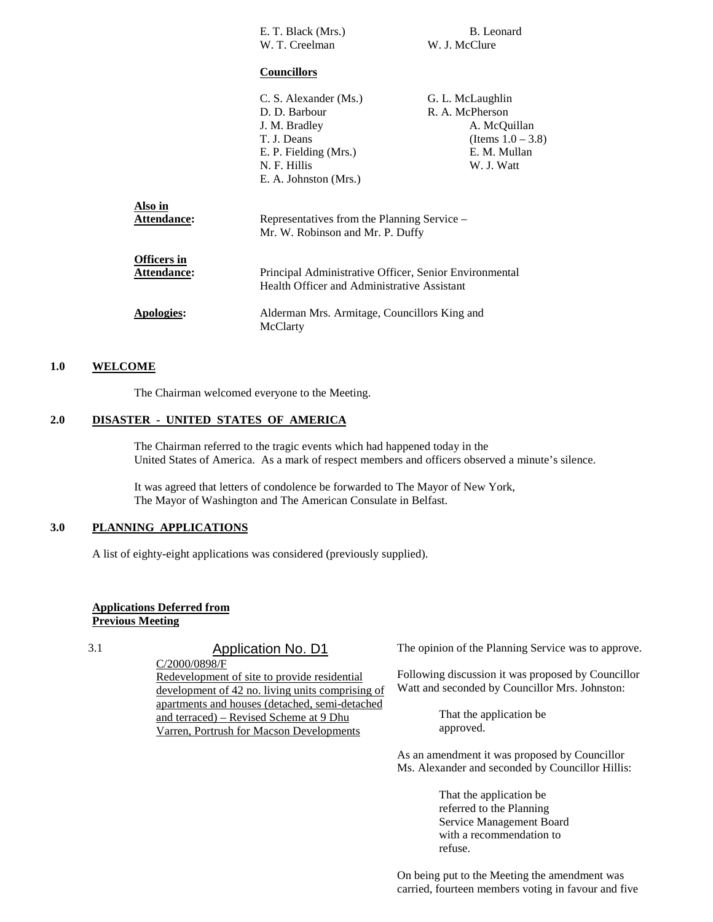E. T. Black (Mrs.)
W. T. Creelman
B. Leonard
W. J. McClure

**Councillors**

C. S. Alexander (Ms.)
D. D. Barbour
J. M. Bradley
T. J. Deans
E. P. Fielding (Mrs.)
N. F. Hillis
E. A. Johnston (Mrs.)
G. L. McLaughlin
R. A. McPherson
A. McQuillan
(Items 1.0 – 3.8)
E. M. Mullan
W. J. Watt

**Also in Attendance:** Representatives from the Planning Service – Mr. W. Robinson and Mr. P. Duffy

**Officers in Attendance:** Principal Administrative Officer, Senior Environmental Health Officer and Administrative Assistant

**Apologies:** Alderman Mrs. Armitage, Councillors King and McClarty

## 1.0 WELCOME

The Chairman welcomed everyone to the Meeting.

## 2.0 DISASTER - UNITED STATES OF AMERICA

The Chairman referred to the tragic events which had happened today in the United States of America. As a mark of respect members and officers observed a minute's silence.

It was agreed that letters of condolence be forwarded to The Mayor of New York, The Mayor of Washington and The American Consulate in Belfast.

## 3.0 PLANNING APPLICATIONS

A list of eighty-eight applications was considered (previously supplied).

**Applications Deferred from Previous Meeting**

3.1 **Application No. D1**

C/2000/0898/F
Redevelopment of site to provide residential development of 42 no. living units comprising of apartments and houses (detached, semi-detached and terraced) – Revised Scheme at 9 Dhu Varren, Portrush for Macson Developments

The opinion of the Planning Service was to approve.

Following discussion it was proposed by Councillor Watt and seconded by Councillor Mrs. Johnston:

> That the application be approved.

As an amendment it was proposed by Councillor Ms. Alexander and seconded by Councillor Hillis:

> That the application be referred to the Planning Service Management Board with a recommendation to refuse.

On being put to the Meeting the amendment was carried, fourteen members voting in favour and five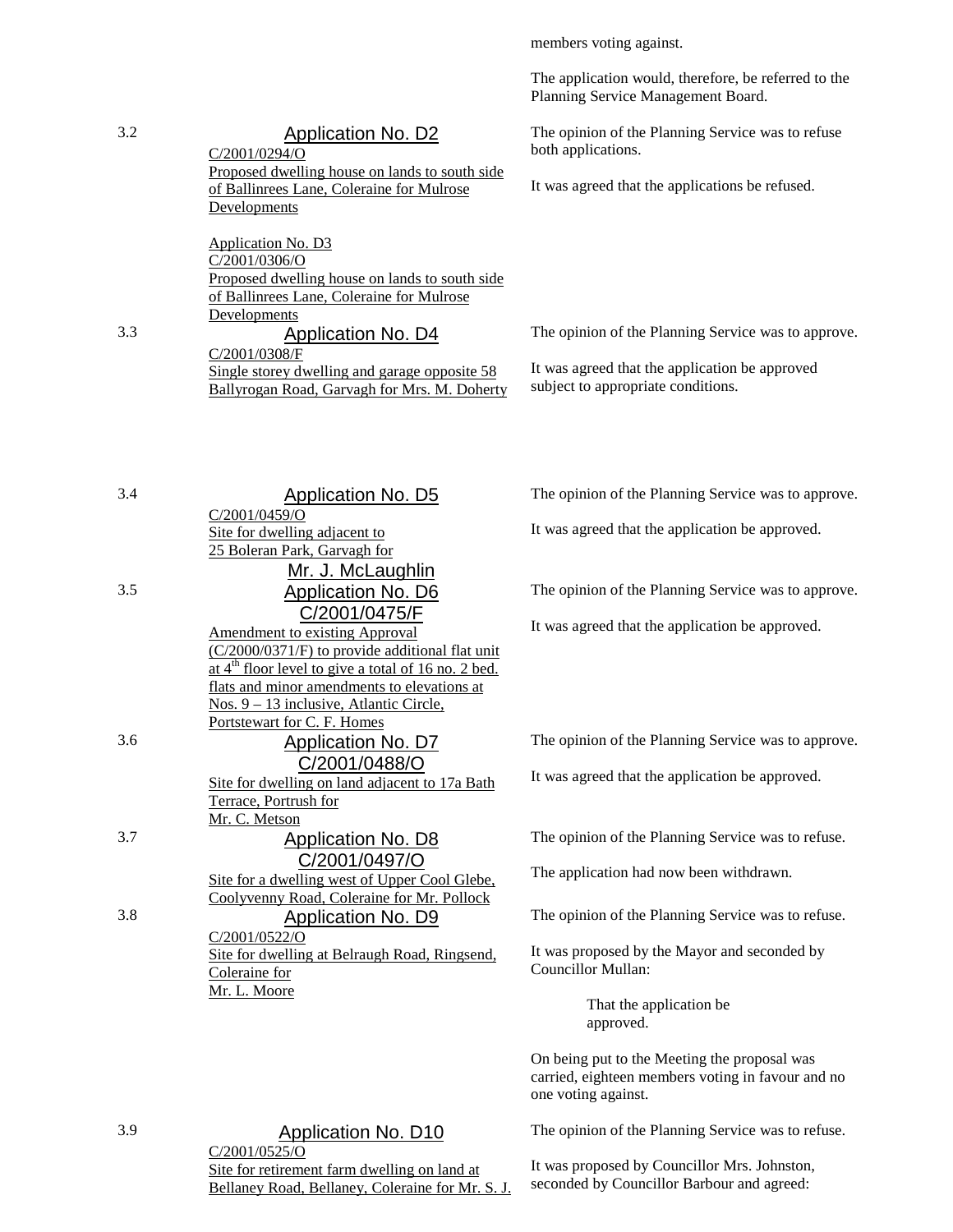members voting against.

The application would, therefore, be referred to the Planning Service Management Board.

3.2 **Application No. D2**
C/2001/0294/O
Proposed dwelling house on lands to south side of Ballinrees Lane, Coleraine for Mulrose Developments

Application No. D3
C/2001/0306/O
Proposed dwelling house on lands to south side of Ballinrees Lane, Coleraine for Mulrose Developments

The opinion of the Planning Service was to refuse both applications.

It was agreed that the applications be refused.

3.3 **Application No. D4**
C/2001/0308/F
Single storey dwelling and garage opposite 58 Ballyrogan Road, Garvagh for Mrs. M. Doherty

The opinion of the Planning Service was to approve.

It was agreed that the application be approved subject to appropriate conditions.

3.4 **Application No. D5**
C/2001/0459/O
Site for dwelling adjacent to 25 Boleran Park, Garvagh for Mr. J. McLaughlin

The opinion of the Planning Service was to approve.

It was agreed that the application be approved.

3.5 **Application No. D6**
C/2001/0475/F
Amendment to existing Approval (C/2000/0371/F) to provide additional flat unit at 4th floor level to give a total of 16 no. 2 bed. flats and minor amendments to elevations at Nos. 9 – 13 inclusive, Atlantic Circle, Portstewart for C. F. Homes

The opinion of the Planning Service was to approve.

It was agreed that the application be approved.

3.6 **Application No. D7**
C/2001/0488/O
Site for dwelling on land adjacent to 17a Bath Terrace, Portrush for Mr. C. Metson

The opinion of the Planning Service was to approve.

It was agreed that the application be approved.

3.7 **Application No. D8**
C/2001/0497/O
Site for a dwelling west of Upper Cool Glebe, Coolyvenny Road, Coleraine for Mr. Pollock

The opinion of the Planning Service was to refuse.

The application had now been withdrawn.

3.8 **Application No. D9**
C/2001/0522/O
Site for dwelling at Belraugh Road, Ringsend, Coleraine for Mr. L. Moore

The opinion of the Planning Service was to refuse.

It was proposed by the Mayor and seconded by Councillor Mullan:

> That the application be approved.

On being put to the Meeting the proposal was carried, eighteen members voting in favour and no one voting against.

3.9 **Application No. D10**
C/2001/0525/O
Site for retirement farm dwelling on land at Bellaney Road, Bellaney, Coleraine for Mr. S. J.

The opinion of the Planning Service was to refuse.

It was proposed by Councillor Mrs. Johnston, seconded by Councillor Barbour and agreed: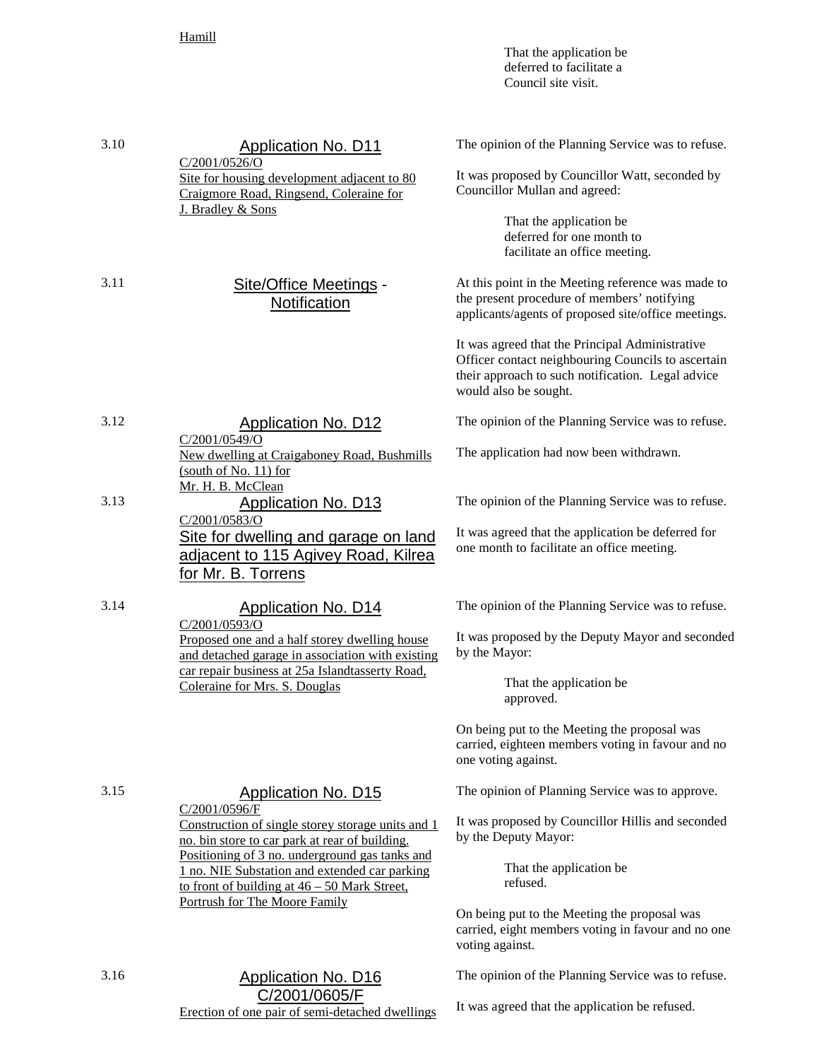Hamill

That the application be deferred to facilitate a Council site visit.

3.10 **Application No. D11**
C/2001/0526/O
Site for housing development adjacent to 80 Craigmore Road, Ringsend, Coleraine for J. Bradley & Sons

The opinion of the Planning Service was to refuse.

It was proposed by Councillor Watt, seconded by Councillor Mullan and agreed:

> That the application be deferred for one month to facilitate an office meeting.

3.11 **Site/Office Meetings - Notification**

At this point in the Meeting reference was made to the present procedure of members' notifying applicants/agents of proposed site/office meetings.

It was agreed that the Principal Administrative Officer contact neighbouring Councils to ascertain their approach to such notification. Legal advice would also be sought.

3.12 **Application No. D12**
C/2001/0549/O
New dwelling at Craigaboney Road, Bushmills (south of No. 11) for Mr. H. B. McClean

The opinion of the Planning Service was to refuse.

The application had now been withdrawn.

3.13 **Application No. D13**
C/2001/0583/O
Site for dwelling and garage on land adjacent to 115 Agivey Road, Kilrea for Mr. B. Torrens

The opinion of the Planning Service was to refuse.

It was agreed that the application be deferred for one month to facilitate an office meeting.

3.14 **Application No. D14**
C/2001/0593/O
Proposed one and a half storey dwelling house and detached garage in association with existing car repair business at 25a Islandtasserty Road, Coleraine for Mrs. S. Douglas

The opinion of the Planning Service was to refuse.

It was proposed by the Deputy Mayor and seconded by the Mayor:

> That the application be approved.

On being put to the Meeting the proposal was carried, eighteen members voting in favour and no one voting against.

3.15 **Application No. D15**
C/2001/0596/F
Construction of single storey storage units and 1 no. bin store to car park at rear of building. Positioning of 3 no. underground gas tanks and 1 no. NIE Substation and extended car parking to front of building at 46 – 50 Mark Street, Portrush for The Moore Family

The opinion of Planning Service was to approve.

It was proposed by Councillor Hillis and seconded by the Deputy Mayor:

> That the application be refused.

On being put to the Meeting the proposal was carried, eight members voting in favour and no one voting against.

3.16 **Application No. D16**
C/2001/0605/F
Erection of one pair of semi-detached dwellings

The opinion of the Planning Service was to refuse.

It was agreed that the application be refused.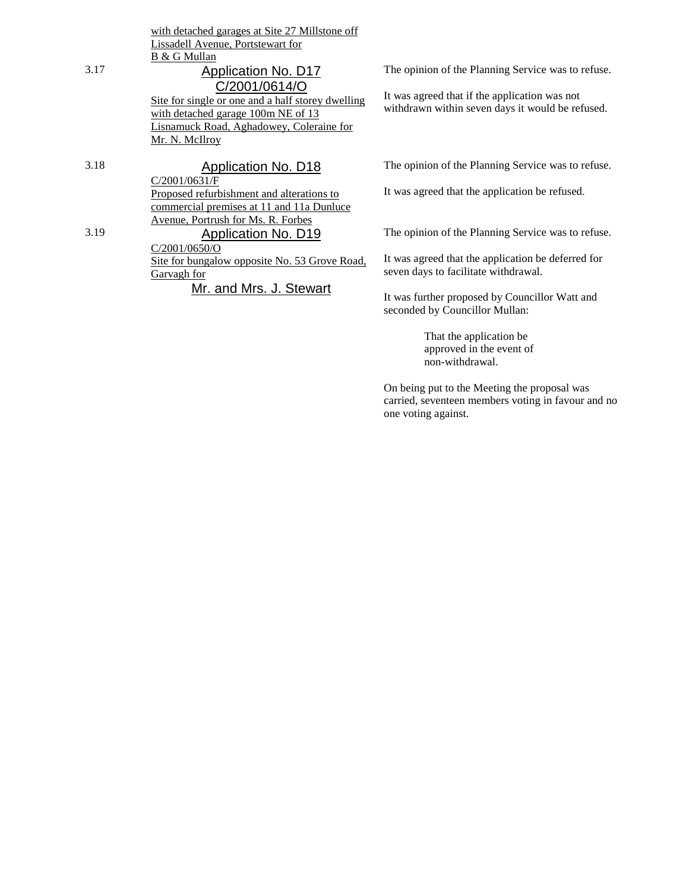with detached garages at Site 27 Millstone off Lissadell Avenue, Portstewart for B & G Mullan

| | | |
|---|---|---|
| 3.17 | **Application No. D17**<br>C/2001/0614/O<br>Site for single or one and a half storey dwelling with detached garage 100m NE of 13 Lisnamuck Road, Aghadowey, Coleraine for Mr. N. McIlroy | The opinion of the Planning Service was to refuse.<br><br>It was agreed that if the application was not withdrawn within seven days it would be refused. |
| 3.18 | **Application No. D18**<br>C/2001/0631/F<br>Proposed refurbishment and alterations to commercial premises at 11 and 11a Dunluce Avenue, Portrush for Ms. R. Forbes | The opinion of the Planning Service was to refuse.<br><br>It was agreed that the application be refused. |
| 3.19 | **Application No. D19**<br>C/2001/0650/O<br>Site for bungalow opposite No. 53 Grove Road, Garvagh for Mr. and Mrs. J. Stewart | The opinion of the Planning Service was to refuse.<br><br>It was agreed that the application be deferred for seven days to facilitate withdrawal.<br><br>It was further proposed by Councillor Watt and seconded by Councillor Mullan:<br><br>That the application be approved in the event of non-withdrawal.<br><br>On being put to the Meeting the proposal was carried, seventeen members voting in favour and no one voting against. |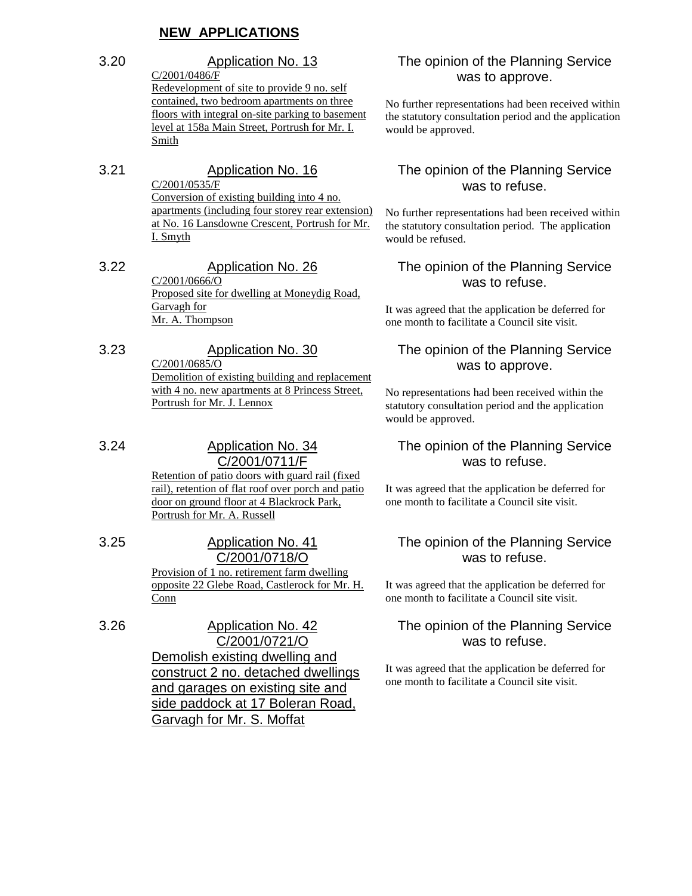## NEW APPLICATIONS

3.20 **Application No. 13**
C/2001/0486/F
Redevelopment of site to provide 9 no. self contained, two bedroom apartments on three floors with integral on-site parking to basement level at 158a Main Street, Portrush for Mr. I. Smith

The opinion of the Planning Service was to approve.

No further representations had been received within the statutory consultation period and the application would be approved.

3.21 **Application No. 16**
C/2001/0535/F
Conversion of existing building into 4 no. apartments (including four storey rear extension) at No. 16 Lansdowne Crescent, Portrush for Mr. I. Smyth

The opinion of the Planning Service was to refuse.

No further representations had been received within the statutory consultation period. The application would be refused.

3.22 **Application No. 26**
C/2001/0666/O
Proposed site for dwelling at Moneydig Road, Garvagh for Mr. A. Thompson

The opinion of the Planning Service was to refuse.

It was agreed that the application be deferred for one month to facilitate a Council site visit.

3.23 **Application No. 30**
C/2001/0685/O
Demolition of existing building and replacement with 4 no. new apartments at 8 Princess Street, Portrush for Mr. J. Lennox

The opinion of the Planning Service was to approve.

No representations had been received within the statutory consultation period and the application would be approved.

3.24 **Application No. 34**
C/2001/0711/F
Retention of patio doors with guard rail (fixed rail), retention of flat roof over porch and patio door on ground floor at 4 Blackrock Park, Portrush for Mr. A. Russell

The opinion of the Planning Service was to refuse.

It was agreed that the application be deferred for one month to facilitate a Council site visit.

3.25 **Application No. 41**
C/2001/0718/O
Provision of 1 no. retirement farm dwelling opposite 22 Glebe Road, Castlerock for Mr. H. Conn

The opinion of the Planning Service was to refuse.

It was agreed that the application be deferred for one month to facilitate a Council site visit.

3.26 **Application No. 42**
C/2001/0721/O
Demolish existing dwelling and construct 2 no. detached dwellings and garages on existing site and side paddock at 17 Boleran Road, Garvagh for Mr. S. Moffat

The opinion of the Planning Service was to refuse.

It was agreed that the application be deferred for one month to facilitate a Council site visit.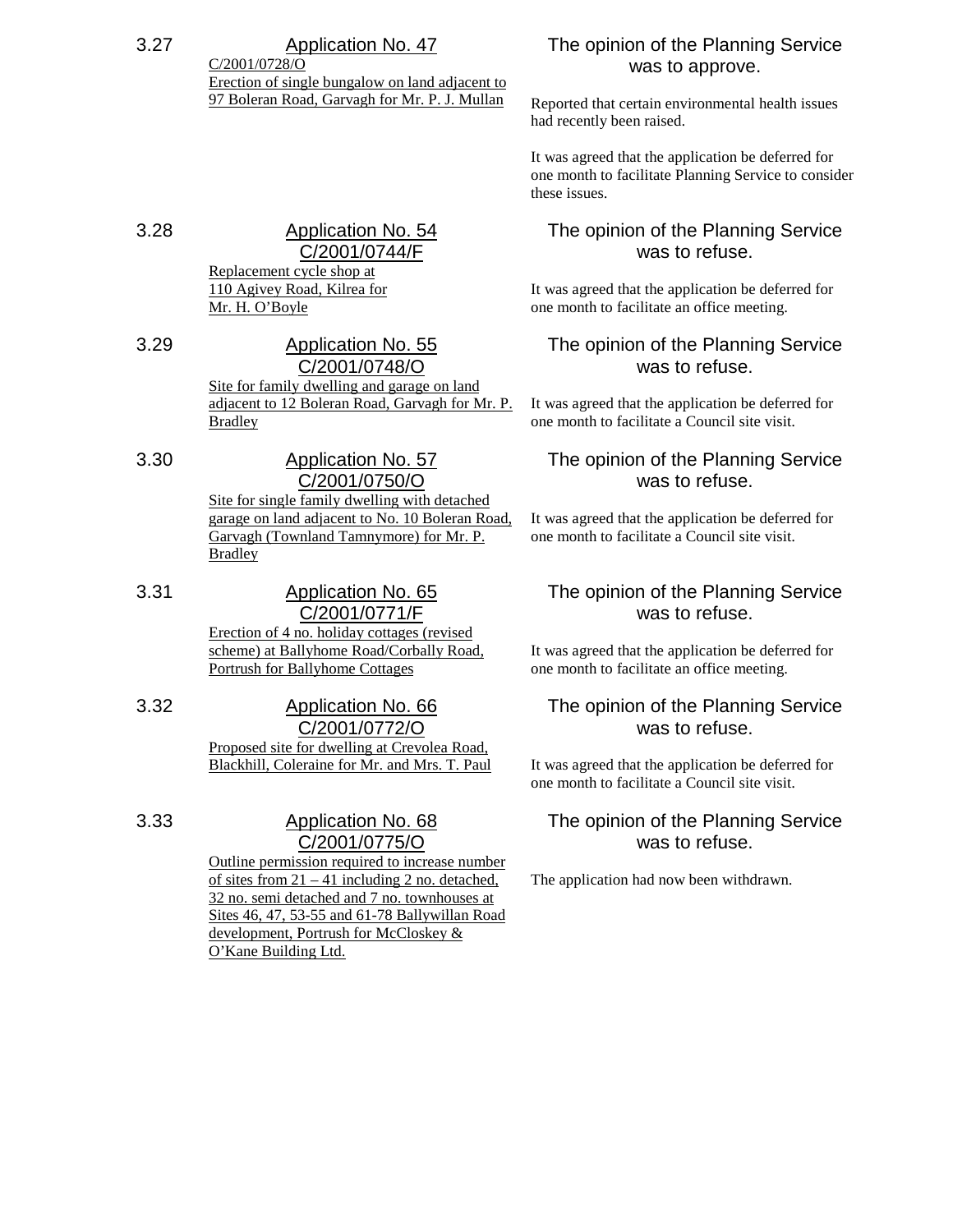3.27 **Application No. 47**
C/2001/0728/O
Erection of single bungalow on land adjacent to 97 Boleran Road, Garvagh for Mr. P. J. Mullan

The opinion of the Planning Service was to approve.

Reported that certain environmental health issues had recently been raised.

It was agreed that the application be deferred for one month to facilitate Planning Service to consider these issues.

3.28 **Application No. 54**
**C/2001/0744/F**
Replacement cycle shop at 110 Agivey Road, Kilrea for Mr. H. O'Boyle

The opinion of the Planning Service was to refuse.

It was agreed that the application be deferred for one month to facilitate an office meeting.

3.29 **Application No. 55**
**C/2001/0748/O**
Site for family dwelling and garage on land adjacent to 12 Boleran Road, Garvagh for Mr. P. Bradley

The opinion of the Planning Service was to refuse.

It was agreed that the application be deferred for one month to facilitate a Council site visit.

3.30 **Application No. 57**
**C/2001/0750/O**
Site for single family dwelling with detached garage on land adjacent to No. 10 Boleran Road, Garvagh (Townland Tamnymore) for Mr. P. Bradley

The opinion of the Planning Service was to refuse.

It was agreed that the application be deferred for one month to facilitate a Council site visit.

3.31 **Application No. 65**
**C/2001/0771/F**
Erection of 4 no. holiday cottages (revised scheme) at Ballyhome Road/Corbally Road, Portrush for Ballyhome Cottages

The opinion of the Planning Service was to refuse.

It was agreed that the application be deferred for one month to facilitate an office meeting.

3.32 **Application No. 66**
**C/2001/0772/O**
Proposed site for dwelling at Crevolea Road, Blackhill, Coleraine for Mr. and Mrs. T. Paul

The opinion of the Planning Service was to refuse.

It was agreed that the application be deferred for one month to facilitate a Council site visit.

3.33 **Application No. 68**
**C/2001/0775/O**
Outline permission required to increase number of sites from 21 – 41 including 2 no. detached, 32 no. semi detached and 7 no. townhouses at Sites 46, 47, 53-55 and 61-78 Ballywillan Road development, Portrush for McCloskey & O'Kane Building Ltd.

The opinion of the Planning Service was to refuse.

The application had now been withdrawn.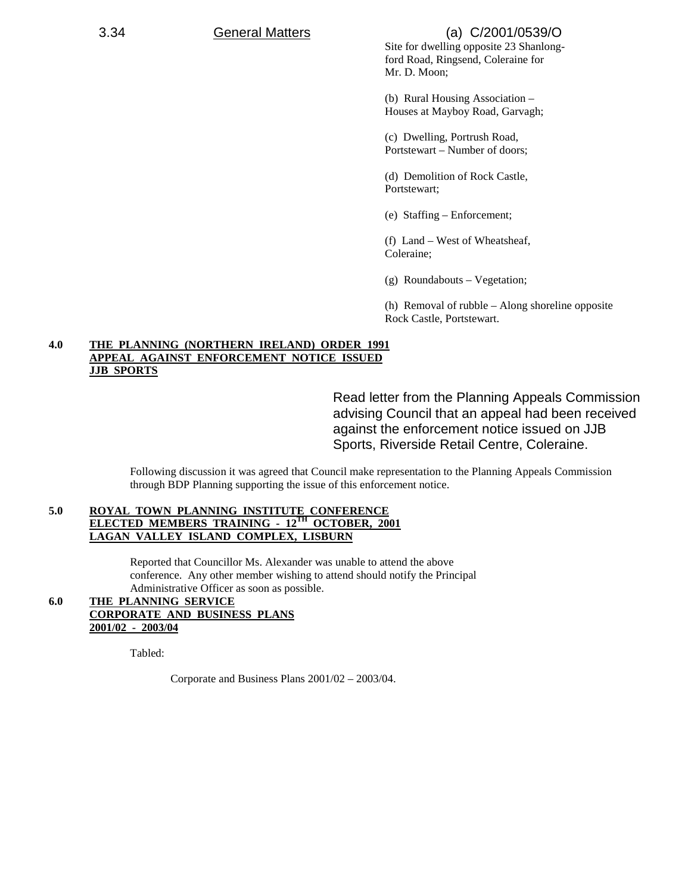3.34 General Matters

(a) C/2001/0539/O
Site for dwelling opposite 23 Shanlongford Road, Ringsend, Coleraine for Mr. D. Moon;

(b) Rural Housing Association – Houses at Mayboy Road, Garvagh;

(c) Dwelling, Portrush Road, Portstewart – Number of doors;

(d) Demolition of Rock Castle, Portstewart;

(e) Staffing – Enforcement;

(f) Land – West of Wheatsheaf, Coleraine;

(g) Roundabouts – Vegetation;

(h) Removal of rubble – Along shoreline opposite Rock Castle, Portstewart.

**4.0 THE PLANNING (NORTHERN IRELAND) ORDER 1991 APPEAL AGAINST ENFORCEMENT NOTICE ISSUED JJB SPORTS**

Read letter from the Planning Appeals Commission advising Council that an appeal had been received against the enforcement notice issued on JJB Sports, Riverside Retail Centre, Coleraine.

Following discussion it was agreed that Council make representation to the Planning Appeals Commission through BDP Planning supporting the issue of this enforcement notice.

**5.0 ROYAL TOWN PLANNING INSTITUTE CONFERENCE ELECTED MEMBERS TRAINING - 12TH OCTOBER, 2001 LAGAN VALLEY ISLAND COMPLEX, LISBURN**

Reported that Councillor Ms. Alexander was unable to attend the above conference. Any other member wishing to attend should notify the Principal Administrative Officer as soon as possible.

**6.0 THE PLANNING SERVICE CORPORATE AND BUSINESS PLANS 2001/02 - 2003/04**

Tabled:

Corporate and Business Plans 2001/02 – 2003/04.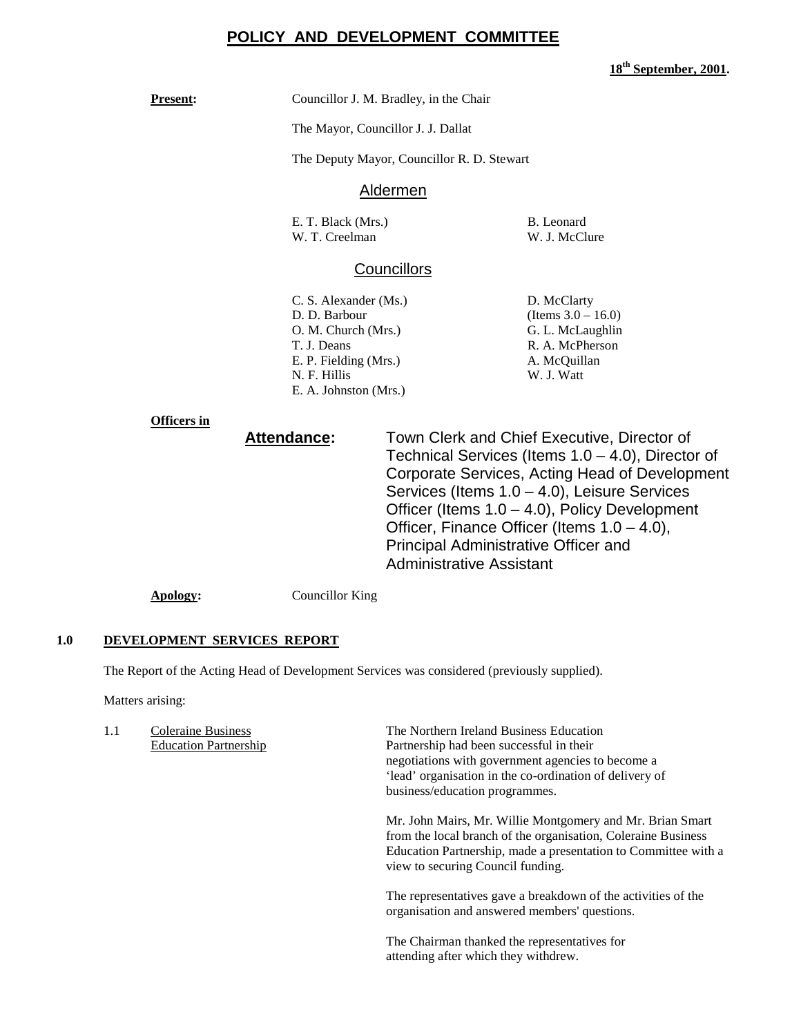# POLICY AND DEVELOPMENT COMMITTEE

**18th September, 2001.**

**Present:** Councillor J. M. Bradley, in the Chair

The Mayor, Councillor J. J. Dallat

The Deputy Mayor, Councillor R. D. Stewart

## Aldermen

E. T. Black (Mrs.)
W. T. Creelman
B. Leonard
W. J. McClure

## Councillors

C. S. Alexander (Ms.)
D. D. Barbour
O. M. Church (Mrs.)
T. J. Deans
E. P. Fielding (Mrs.)
N. F. Hillis
E. A. Johnston (Mrs.)
D. McClarty (Items 3.0 – 16.0)
G. L. McLaughlin
R. A. McPherson
A. McQuillan
W. J. Watt

**Officers in Attendance:** Town Clerk and Chief Executive, Director of Technical Services (Items 1.0 – 4.0), Director of Corporate Services, Acting Head of Development Services (Items 1.0 – 4.0), Leisure Services Officer (Items 1.0 – 4.0), Policy Development Officer, Finance Officer (Items 1.0 – 4.0), Principal Administrative Officer and Administrative Assistant

**Apology:** Councillor King

## 1.0 DEVELOPMENT SERVICES REPORT

The Report of the Acting Head of Development Services was considered (previously supplied).

Matters arising:

1.1 Coleraine Business Education Partnership

The Northern Ireland Business Education Partnership had been successful in their negotiations with government agencies to become a 'lead' organisation in the co-ordination of delivery of business/education programmes.

Mr. John Mairs, Mr. Willie Montgomery and Mr. Brian Smart from the local branch of the organisation, Coleraine Business Education Partnership, made a presentation to Committee with a view to securing Council funding.

The representatives gave a breakdown of the activities of the organisation and answered members' questions.

The Chairman thanked the representatives for attending after which they withdrew.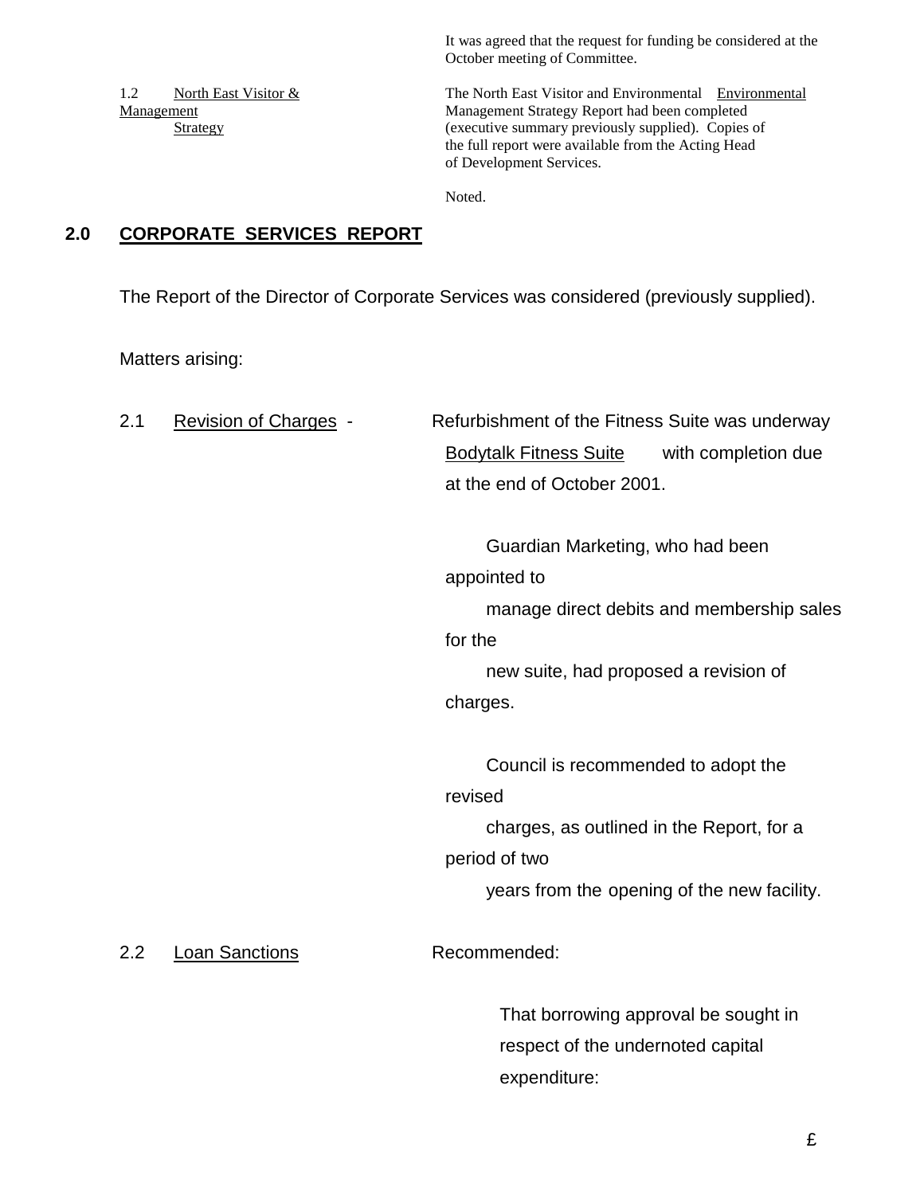It was agreed that the request for funding be considered at the October meeting of Committee.

1.2 North East Visitor & Environmental Management Strategy

The North East Visitor and Environmental Management Strategy Report had been completed (executive summary previously supplied). Copies of the full report were available from the Acting Head of Development Services.

Noted.

## 2.0 CORPORATE SERVICES REPORT

The Report of the Director of Corporate Services was considered (previously supplied).

Matters arising:

2.1 Revision of Charges - Bodytalk Fitness Suite

Refurbishment of the Fitness Suite was underway with completion due at the end of October 2001.

Guardian Marketing, who had been appointed to manage direct debits and membership sales for the new suite, had proposed a revision of charges.

Council is recommended to adopt the revised charges, as outlined in the Report, for a period of two years from the opening of the new facility.

2.2 Loan Sanctions

Recommended:

That borrowing approval be sought in respect of the undernoted capital expenditure:

£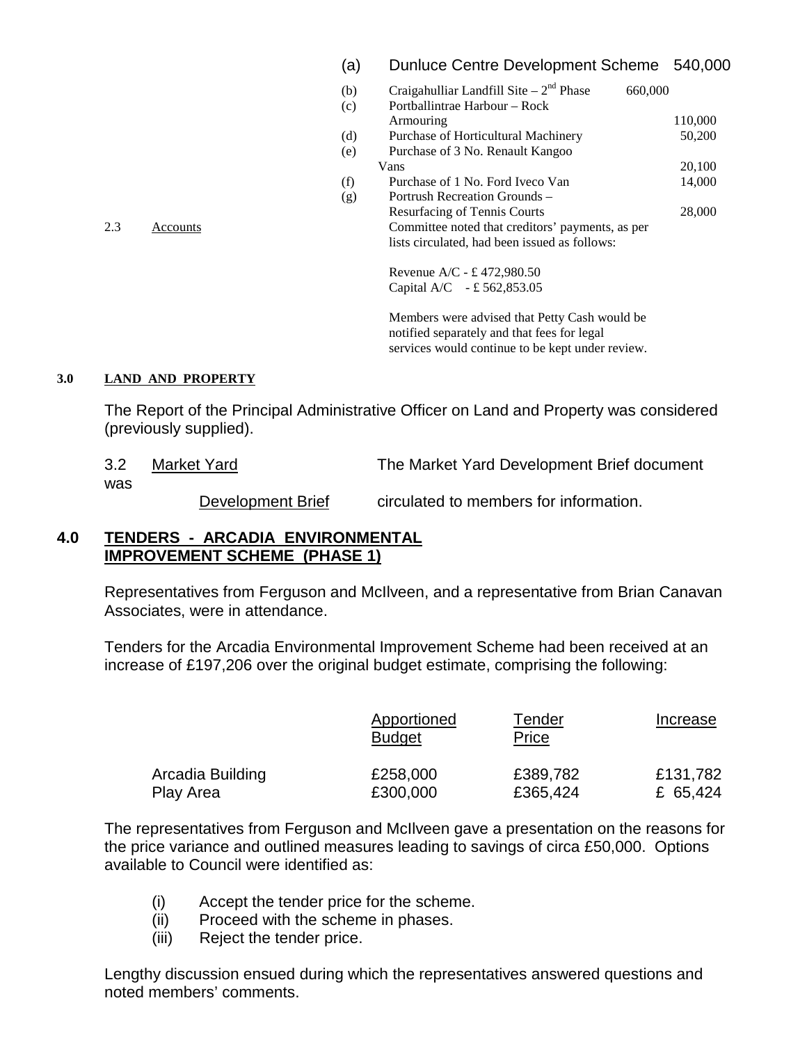| | | |
|---|---|---|
| (a) | Dunluce Centre Development Scheme | 540,000 |
| (b) | Craigahulliar Landfill Site – 2nd Phase | 660,000 |
| (c) | Portballintrae Harbour – Rock Armouring | 110,000 |
| (d) | Purchase of Horticultural Machinery | 50,200 |
| (e) | Purchase of 3 No. Renault Kangoo Vans | 20,100 |
| (f) | Purchase of 1 No. Ford Iveco Van | 14,000 |
| (g) | Portrush Recreation Grounds – Resurfacing of Tennis Courts | 28,000 |

2.3 Accounts

Committee noted that creditors' payments, as per lists circulated, had been issued as follows:

Revenue A/C - £ 472,980.50
Capital A/C - £ 562,853.05

Members were advised that Petty Cash would be notified separately and that fees for legal services would continue to be kept under review.

## 3.0 LAND AND PROPERTY

The Report of the Principal Administrative Officer on Land and Property was considered (previously supplied).

3.2 Market Yard Development Brief

The Market Yard Development Brief document was circulated to members for information.

## 4.0 TENDERS - ARCADIA ENVIRONMENTAL IMPROVEMENT SCHEME (PHASE 1)

Representatives from Ferguson and McIlveen, and a representative from Brian Canavan Associates, were in attendance.

Tenders for the Arcadia Environmental Improvement Scheme had been received at an increase of £197,206 over the original budget estimate, comprising the following:

| | Apportioned Budget | Tender Price | Increase |
|---|---|---|---|
| Arcadia Building | £258,000 | £389,782 | £131,782 |
| Play Area | £300,000 | £365,424 | £ 65,424 |

The representatives from Ferguson and McIlveen gave a presentation on the reasons for the price variance and outlined measures leading to savings of circa £50,000. Options available to Council were identified as:

(i) Accept the tender price for the scheme.
(ii) Proceed with the scheme in phases.
(iii) Reject the tender price.

Lengthy discussion ensued during which the representatives answered questions and noted members' comments.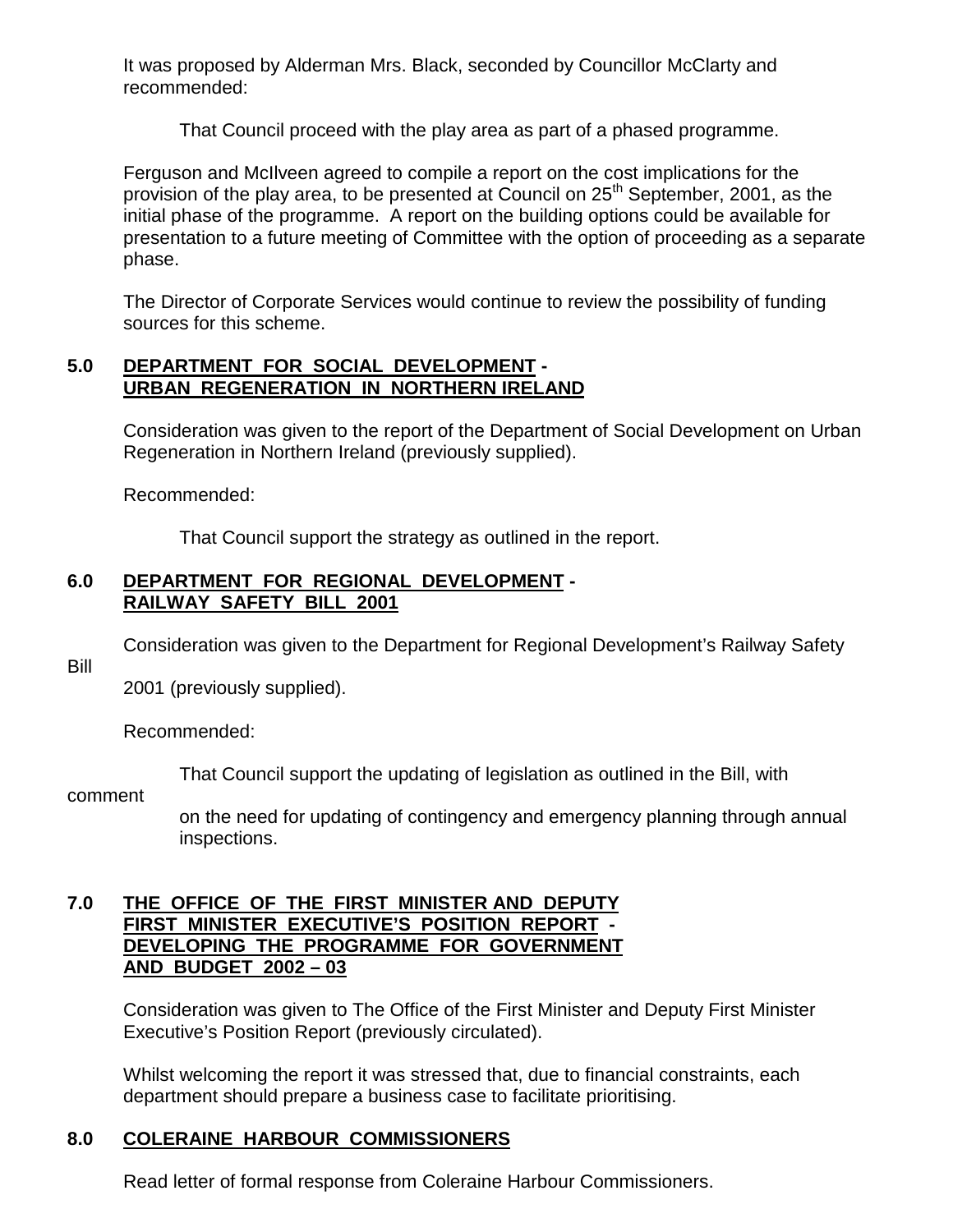It was proposed by Alderman Mrs. Black, seconded by Councillor McClarty and recommended:

> That Council proceed with the play area as part of a phased programme.

Ferguson and McIlveen agreed to compile a report on the cost implications for the provision of the play area, to be presented at Council on 25th September, 2001, as the initial phase of the programme. A report on the building options could be available for presentation to a future meeting of Committee with the option of proceeding as a separate phase.

The Director of Corporate Services would continue to review the possibility of funding sources for this scheme.

**5.0 DEPARTMENT FOR SOCIAL DEVELOPMENT - URBAN REGENERATION IN NORTHERN IRELAND**

Consideration was given to the report of the Department of Social Development on Urban Regeneration in Northern Ireland (previously supplied).

Recommended:

> That Council support the strategy as outlined in the report.

**6.0 DEPARTMENT FOR REGIONAL DEVELOPMENT - RAILWAY SAFETY BILL 2001**

Consideration was given to the Department for Regional Development's Railway Safety Bill 2001 (previously supplied).

Recommended:

> That Council support the updating of legislation as outlined in the Bill, with comment on the need for updating of contingency and emergency planning through annual inspections.

**7.0 THE OFFICE OF THE FIRST MINISTER AND DEPUTY FIRST MINISTER EXECUTIVE'S POSITION REPORT - DEVELOPING THE PROGRAMME FOR GOVERNMENT AND BUDGET 2002 – 03**

Consideration was given to The Office of the First Minister and Deputy First Minister Executive's Position Report (previously circulated).

Whilst welcoming the report it was stressed that, due to financial constraints, each department should prepare a business case to facilitate prioritising.

**8.0 COLERAINE HARBOUR COMMISSIONERS**

Read letter of formal response from Coleraine Harbour Commissioners.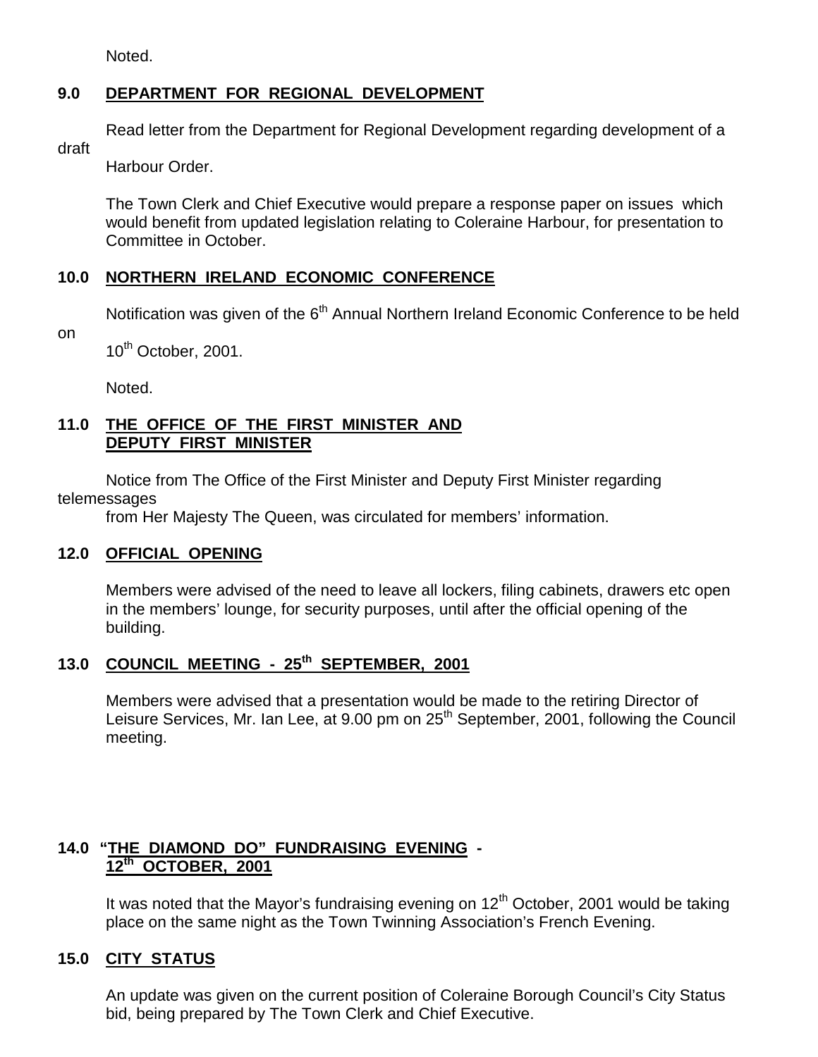Noted.

## 9.0 DEPARTMENT FOR REGIONAL DEVELOPMENT

Read letter from the Department for Regional Development regarding development of a draft Harbour Order.

The Town Clerk and Chief Executive would prepare a response paper on issues which would benefit from updated legislation relating to Coleraine Harbour, for presentation to Committee in October.

## 10.0 NORTHERN IRELAND ECONOMIC CONFERENCE

Notification was given of the 6th Annual Northern Ireland Economic Conference to be held on 10th October, 2001.

Noted.

## 11.0 THE OFFICE OF THE FIRST MINISTER AND DEPUTY FIRST MINISTER

Notice from The Office of the First Minister and Deputy First Minister regarding telemessages from Her Majesty The Queen, was circulated for members' information.

## 12.0 OFFICIAL OPENING

Members were advised of the need to leave all lockers, filing cabinets, drawers etc open in the members' lounge, for security purposes, until after the official opening of the building.

## 13.0 COUNCIL MEETING - 25th SEPTEMBER, 2001

Members were advised that a presentation would be made to the retiring Director of Leisure Services, Mr. Ian Lee, at 9.00 pm on 25th September, 2001, following the Council meeting.

## 14.0 "THE DIAMOND DO" FUNDRAISING EVENING - 12th OCTOBER, 2001

It was noted that the Mayor's fundraising evening on 12th October, 2001 would be taking place on the same night as the Town Twinning Association's French Evening.

## 15.0 CITY STATUS

An update was given on the current position of Coleraine Borough Council's City Status bid, being prepared by The Town Clerk and Chief Executive.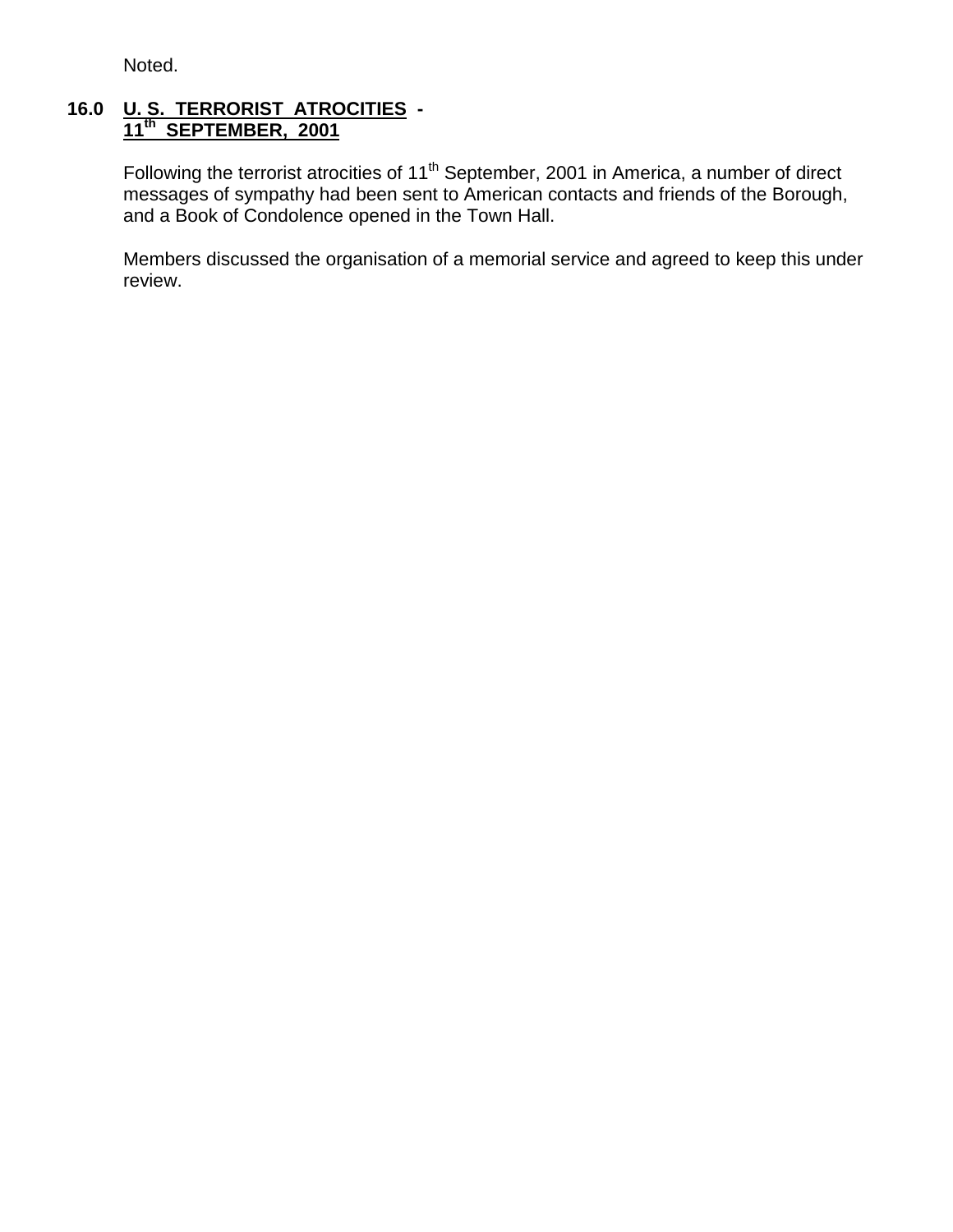Noted.

**16.0 U. S. TERRORIST ATROCITIES - 11th SEPTEMBER, 2001**

Following the terrorist atrocities of 11th September, 2001 in America, a number of direct messages of sympathy had been sent to American contacts and friends of the Borough, and a Book of Condolence opened in the Town Hall.

Members discussed the organisation of a memorial service and agreed to keep this under review.